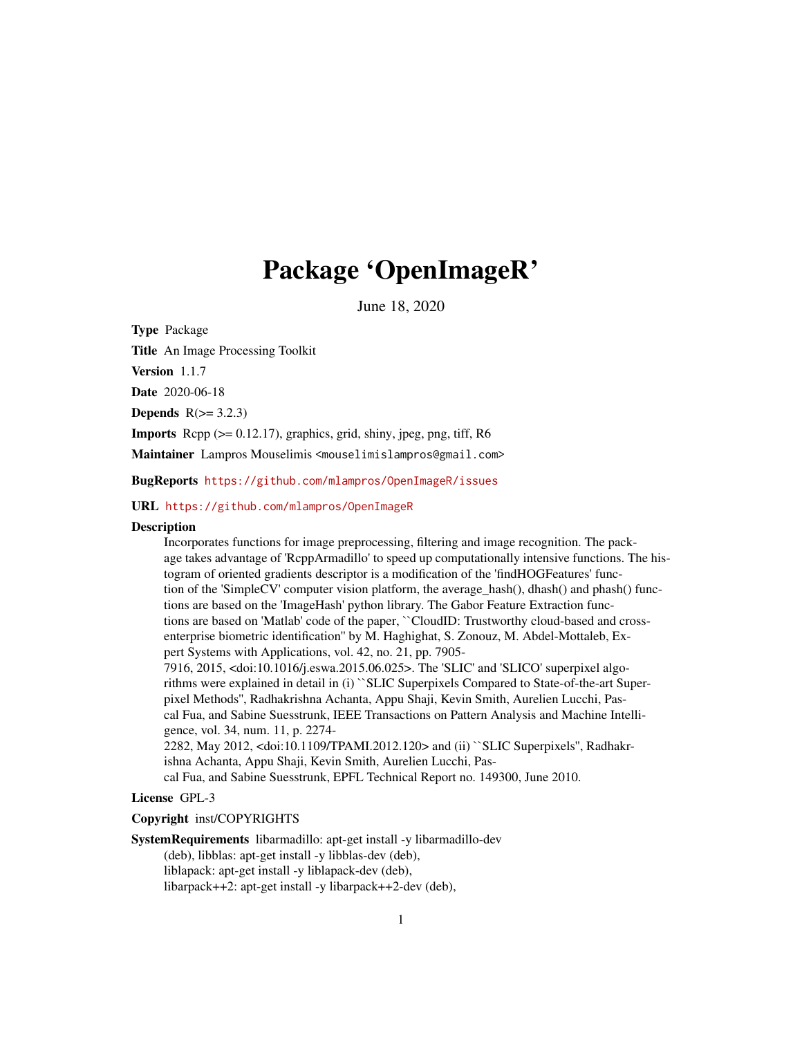# Package 'OpenImageR'

June 18, 2020

**Type** Package

**Title** An Image Processing Toolkit

**Version** 1.1.7

**Date** 2020-06-18

**Depends** R(>= 3.2.3)

**Imports** Rcpp (>= 0.12.17), graphics, grid, shiny, jpeg, png, tiff, R6

**Maintainer** Lampros Mouselimis <mouselimislampros@gmail.com>

**BugReports** https://github.com/mlampros/OpenImageR/issues

**URL** https://github.com/mlampros/OpenImageR

**Description** Incorporates functions for image preprocessing, filtering and image recognition. The package takes advantage of 'RcppArmadillo' to speed up computationally intensive functions. The histogram of oriented gradients descriptor is a modification of the 'findHOGFeatures' function of the 'SimpleCV' computer vision platform, the average_hash(), dhash() and phash() functions are based on the 'ImageHash' python library. The Gabor Feature Extraction functions are based on 'Matlab' code of the paper, ``CloudID: Trustworthy cloud-based and cross-enterprise biometric identification'' by M. Haghighat, S. Zonouz, M. Abdel-Mottaleb, Expert Systems with Applications, vol. 42, no. 21, pp. 7905-7916, 2015, <doi:10.1016/j.eswa.2015.06.025>. The 'SLIC' and 'SLICO' superpixel algorithms were explained in detail in (i) ``SLIC Superpixels Compared to State-of-the-art Superpixel Methods'', Radhakrishna Achanta, Appu Shaji, Kevin Smith, Aurelien Lucchi, Pascal Fua, and Sabine Suesstrunk, IEEE Transactions on Pattern Analysis and Machine Intelligence, vol. 34, num. 11, p. 2274-2282, May 2012, <doi:10.1109/TPAMI.2012.120> and (ii) ``SLIC Superpixels'', Radhakrishna Achanta, Appu Shaji, Kevin Smith, Aurelien Lucchi, Pascal Fua, and Sabine Suesstrunk, EPFL Technical Report no. 149300, June 2010.

**License** GPL-3

**Copyright** inst/COPYRIGHTS

**SystemRequirements** libarmadillo: apt-get install -y libarmadillo-dev (deb), libblas: apt-get install -y libblas-dev (deb), liblapack: apt-get install -y liblapack-dev (deb), libarpack++2: apt-get install -y libarpack++2-dev (deb),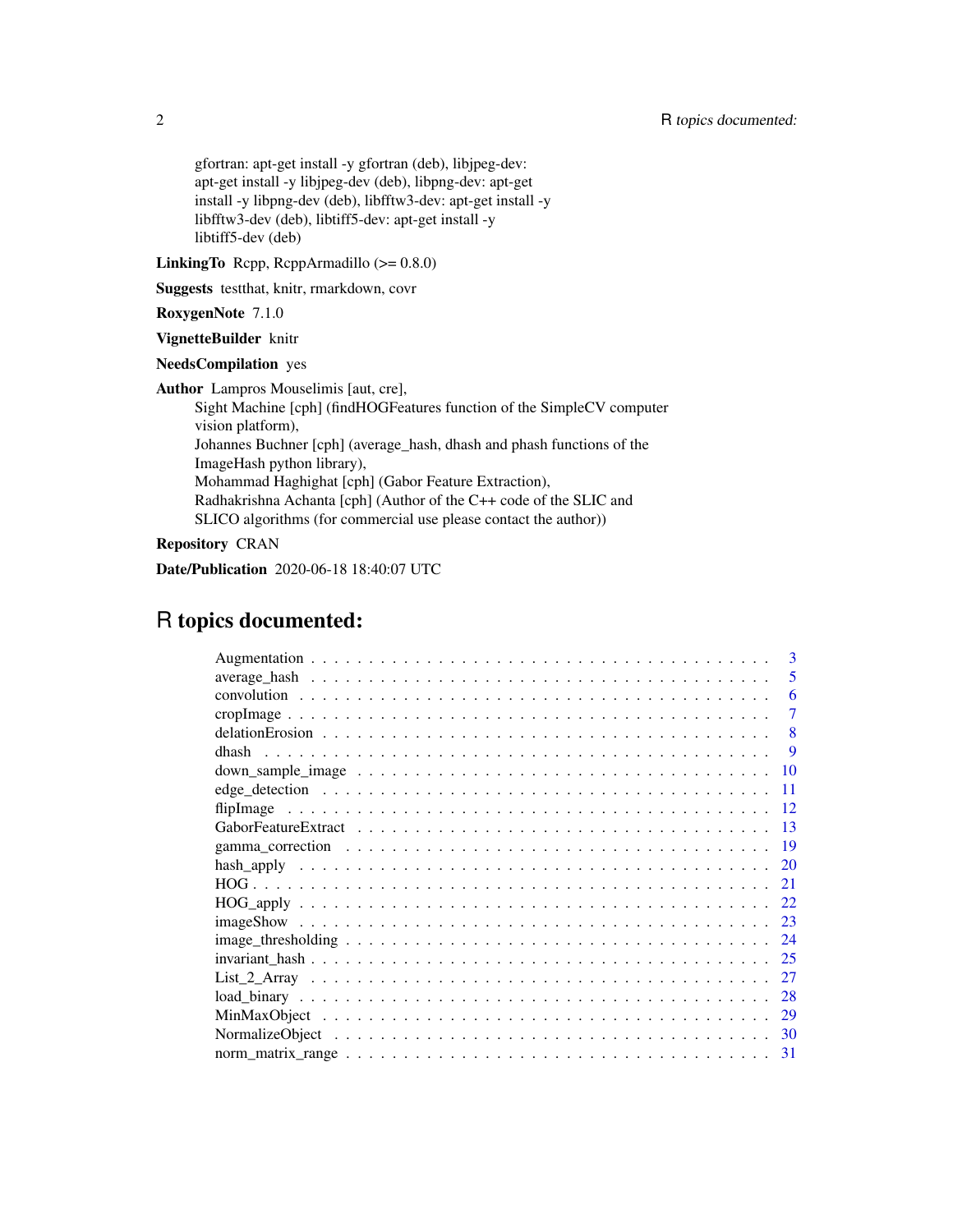gfortran: apt-get install -y gfortran (deb), libjpeg-dev: apt-get install -y libjpeg-dev (deb), libpng-dev: apt-get install -y libpng-dev (deb), libfftw3-dev: apt-get install -y libfftw3-dev (deb), libtiff5-dev: apt-get install -y libtiff5-dev (deb)

**LinkingTo** Rcpp, RcppArmadillo (>= 0.8.0)

**Suggests** testthat, knitr, rmarkdown, covr

**RoxygenNote** 7.1.0

**VignetteBuilder** knitr

**NeedsCompilation** yes

**Author** Lampros Mouselimis [aut, cre],
Sight Machine [cph] (findHOGFeatures function of the SimpleCV computer vision platform),
Johannes Buchner [cph] (average_hash, dhash and phash functions of the ImageHash python library),
Mohammad Haghighat [cph] (Gabor Feature Extraction),
Radhakrishna Achanta [cph] (Author of the C++ code of the SLIC and SLICO algorithms (for commercial use please contact the author))

**Repository** CRAN

**Date/Publication** 2020-06-18 18:40:07 UTC

# R topics documented:

- Augmentation . . . . . . . . . . 3
- average_hash . . . . . . . . . . 5
- convolution . . . . . . . . . . 6
- cropImage . . . . . . . . . . 7
- delationErosion . . . . . . . . . . 8
- dhash . . . . . . . . . . 9
- down_sample_image . . . . . . . . . . 10
- edge_detection . . . . . . . . . . 11
- flipImage . . . . . . . . . . 12
- GaborFeatureExtract . . . . . . . . . . 13
- gamma_correction . . . . . . . . . . 19
- hash_apply . . . . . . . . . . 20
- HOG . . . . . . . . . . 21
- HOG_apply . . . . . . . . . . 22
- imageShow . . . . . . . . . . 23
- image_thresholding . . . . . . . . . . 24
- invariant_hash . . . . . . . . . . 25
- List_2_Array . . . . . . . . . . 27
- load_binary . . . . . . . . . . 28
- MinMaxObject . . . . . . . . . . 29
- NormalizeObject . . . . . . . . . . 30
- norm_matrix_range . . . . . . . . . . 31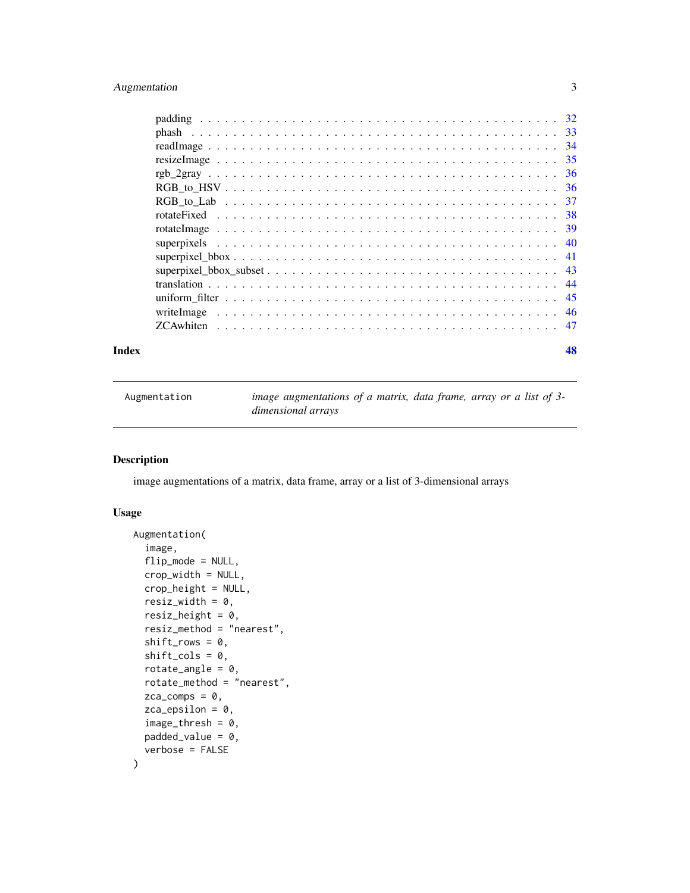padding . . . . . . . . . . . . . . . . . . . . . . . . . . . . . . . . . . . . . . . 32
phash . . . . . . . . . . . . . . . . . . . . . . . . . . . . . . . . . . . . . . . . 33
readImage . . . . . . . . . . . . . . . . . . . . . . . . . . . . . . . . . . . . . . 34
resizeImage . . . . . . . . . . . . . . . . . . . . . . . . . . . . . . . . . . . . . 35
rgb_2gray . . . . . . . . . . . . . . . . . . . . . . . . . . . . . . . . . . . . . . 36
RGB_to_HSV . . . . . . . . . . . . . . . . . . . . . . . . . . . . . . . . . . . . . 36
RGB_to_Lab . . . . . . . . . . . . . . . . . . . . . . . . . . . . . . . . . . . . . 37
rotateFixed . . . . . . . . . . . . . . . . . . . . . . . . . . . . . . . . . . . . . 38
rotateImage . . . . . . . . . . . . . . . . . . . . . . . . . . . . . . . . . . . . . 39
superpixels . . . . . . . . . . . . . . . . . . . . . . . . . . . . . . . . . . . . . 40
superpixel_bbox . . . . . . . . . . . . . . . . . . . . . . . . . . . . . . . . . . . 41
superpixel_bbox_subset . . . . . . . . . . . . . . . . . . . . . . . . . . . . . . . 43
translation . . . . . . . . . . . . . . . . . . . . . . . . . . . . . . . . . . . . . 44
uniform_filter . . . . . . . . . . . . . . . . . . . . . . . . . . . . . . . . . . . . 45
writeImage . . . . . . . . . . . . . . . . . . . . . . . . . . . . . . . . . . . . . 46
ZCAwhiten . . . . . . . . . . . . . . . . . . . . . . . . . . . . . . . . . . . . . . 47

**Index** **48**

---

`Augmentation` *image augmentations of a matrix, data frame, array or a list of 3-dimensional arrays*

---

## Description

image augmentations of a matrix, data frame, array or a list of 3-dimensional arrays

## Usage

```
Augmentation(
  image,
  flip_mode = NULL,
  crop_width = NULL,
  crop_height = NULL,
  resiz_width = 0,
  resiz_height = 0,
  resiz_method = "nearest",
  shift_rows = 0,
  shift_cols = 0,
  rotate_angle = 0,
  rotate_method = "nearest",
  zca_comps = 0,
  zca_epsilon = 0,
  image_thresh = 0,
  padded_value = 0,
  verbose = FALSE
)
```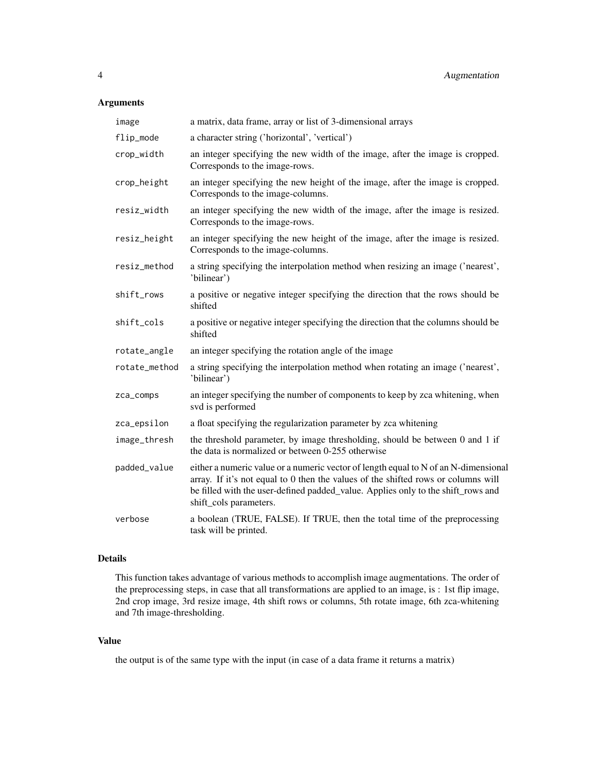## Arguments

| | |
|---|---|
| `image` | a matrix, data frame, array or list of 3-dimensional arrays |
| `flip_mode` | a character string ('horizontal', 'vertical') |
| `crop_width` | an integer specifying the new width of the image, after the image is cropped. Corresponds to the image-rows. |
| `crop_height` | an integer specifying the new height of the image, after the image is cropped. Corresponds to the image-columns. |
| `resiz_width` | an integer specifying the new width of the image, after the image is resized. Corresponds to the image-rows. |
| `resiz_height` | an integer specifying the new height of the image, after the image is resized. Corresponds to the image-columns. |
| `resiz_method` | a string specifying the interpolation method when resizing an image ('nearest', 'bilinear') |
| `shift_rows` | a positive or negative integer specifying the direction that the rows should be shifted |
| `shift_cols` | a positive or negative integer specifying the direction that the columns should be shifted |
| `rotate_angle` | an integer specifying the rotation angle of the image |
| `rotate_method` | a string specifying the interpolation method when rotating an image ('nearest', 'bilinear') |
| `zca_comps` | an integer specifying the number of components to keep by zca whitening, when svd is performed |
| `zca_epsilon` | a float specifying the regularization parameter by zca whitening |
| `image_thresh` | the threshold parameter, by image thresholding, should be between 0 and 1 if the data is normalized or between 0-255 otherwise |
| `padded_value` | either a numeric value or a numeric vector of length equal to N of an N-dimensional array. If it's not equal to 0 then the values of the shifted rows or columns will be filled with the user-defined padded_value. Applies only to the shift_rows and shift_cols parameters. |
| `verbose` | a boolean (TRUE, FALSE). If TRUE, then the total time of the preprocessing task will be printed. |

## Details

This function takes advantage of various methods to accomplish image augmentations. The order of the preprocessing steps, in case that all transformations are applied to an image, is : 1st flip image, 2nd crop image, 3rd resize image, 4th shift rows or columns, 5th rotate image, 6th zca-whitening and 7th image-thresholding.

## Value

the output is of the same type with the input (in case of a data frame it returns a matrix)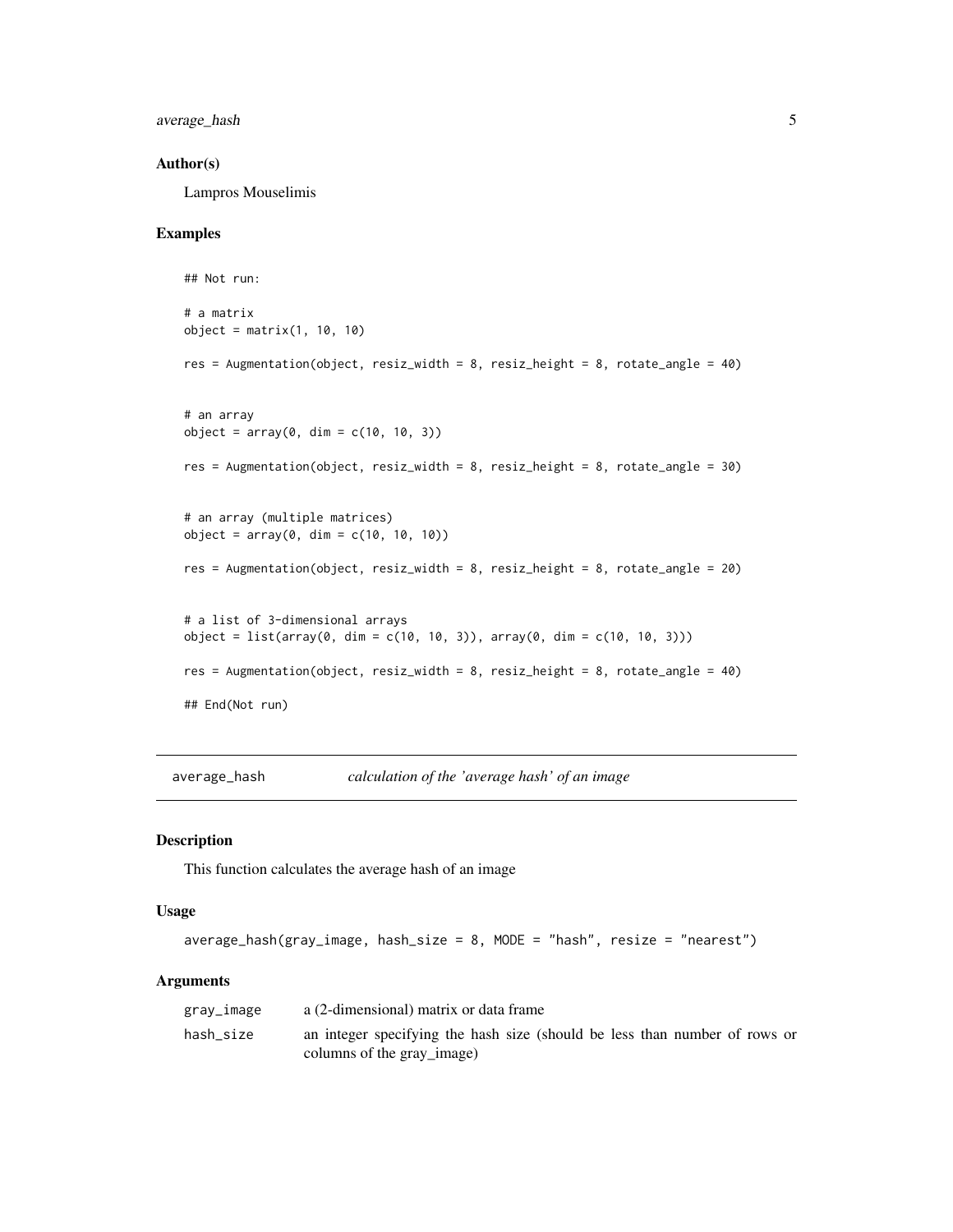### Author(s)

Lampros Mouselimis

### Examples

```
## Not run:

# a matrix
object = matrix(1, 10, 10)

res = Augmentation(object, resiz_width = 8, resiz_height = 8, rotate_angle = 40)


# an array
object = array(0, dim = c(10, 10, 3))

res = Augmentation(object, resiz_width = 8, resiz_height = 8, rotate_angle = 30)


# an array (multiple matrices)
object = array(0, dim = c(10, 10, 10))

res = Augmentation(object, resiz_width = 8, resiz_height = 8, rotate_angle = 20)


# a list of 3-dimensional arrays
object = list(array(0, dim = c(10, 10, 3)), array(0, dim = c(10, 10, 3)))

res = Augmentation(object, resiz_width = 8, resiz_height = 8, rotate_angle = 40)

## End(Not run)
```

---

## average_hash — *calculation of the 'average hash' of an image*

### Description

This function calculates the average hash of an image

### Usage

```
average_hash(gray_image, hash_size = 8, MODE = "hash", resize = "nearest")
```

### Arguments

| | |
|---|---|
| gray_image | a (2-dimensional) matrix or data frame |
| hash_size | an integer specifying the hash size (should be less than number of rows or columns of the gray_image) |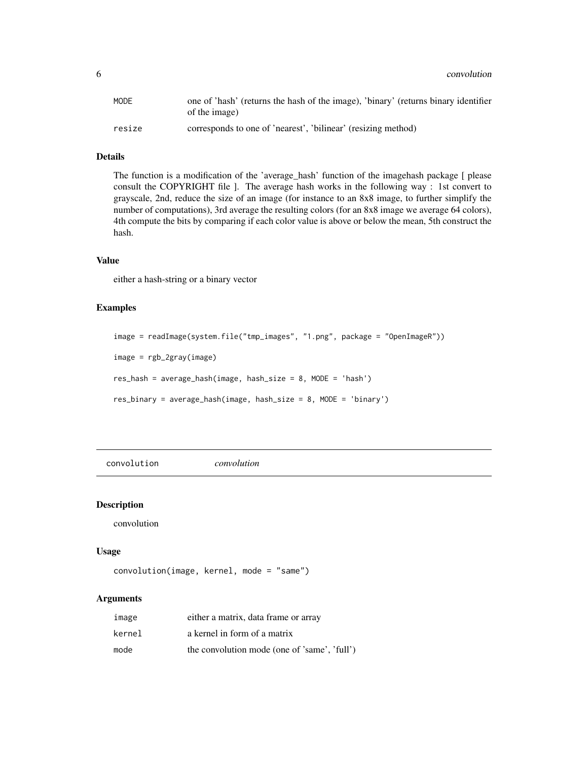| | |
|---|---|
| MODE | one of 'hash' (returns the hash of the image), 'binary' (returns binary identifier of the image) |
| resize | corresponds to one of 'nearest', 'bilinear' (resizing method) |

### Details

The function is a modification of the 'average_hash' function of the imagehash package [ please consult the COPYRIGHT file ]. The average hash works in the following way : 1st convert to grayscale, 2nd, reduce the size of an image (for instance to an 8x8 image, to further simplify the number of computations), 3rd average the resulting colors (for an 8x8 image we average 64 colors), 4th compute the bits by comparing if each color value is above or below the mean, 5th construct the hash.

### Value

either a hash-string or a binary vector

### Examples

```
image = readImage(system.file("tmp_images", "1.png", package = "OpenImageR"))

image = rgb_2gray(image)

res_hash = average_hash(image, hash_size = 8, MODE = 'hash')

res_binary = average_hash(image, hash_size = 8, MODE = 'binary')
```

---

## convolution *convolution*

### Description

convolution

### Usage

```
convolution(image, kernel, mode = "same")
```

### Arguments

| | |
|---|---|
| image | either a matrix, data frame or array |
| kernel | a kernel in form of a matrix |
| mode | the convolution mode (one of 'same', 'full') |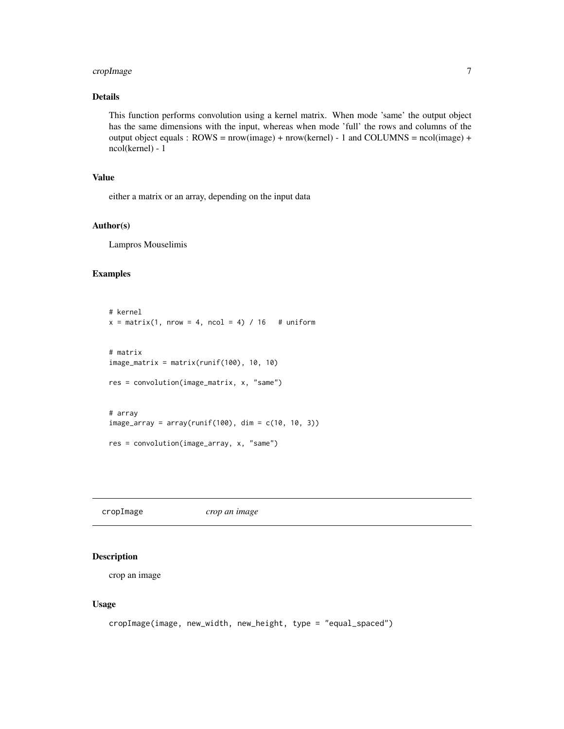## Details

This function performs convolution using a kernel matrix. When mode 'same' the output object has the same dimensions with the input, whereas when mode 'full' the rows and columns of the output object equals : ROWS = nrow(image) + nrow(kernel) - 1 and COLUMNS = ncol(image) + ncol(kernel) - 1

## Value

either a matrix or an array, depending on the input data

## Author(s)

Lampros Mouselimis

## Examples

```
# kernel
x = matrix(1, nrow = 4, ncol = 4) / 16   # uniform


# matrix
image_matrix = matrix(runif(100), 10, 10)

res = convolution(image_matrix, x, "same")


# array
image_array = array(runif(100), dim = c(10, 10, 3))

res = convolution(image_array, x, "same")
```

---

# cropImage *crop an image*

---

## Description

crop an image

## Usage

```
cropImage(image, new_width, new_height, type = "equal_spaced")
```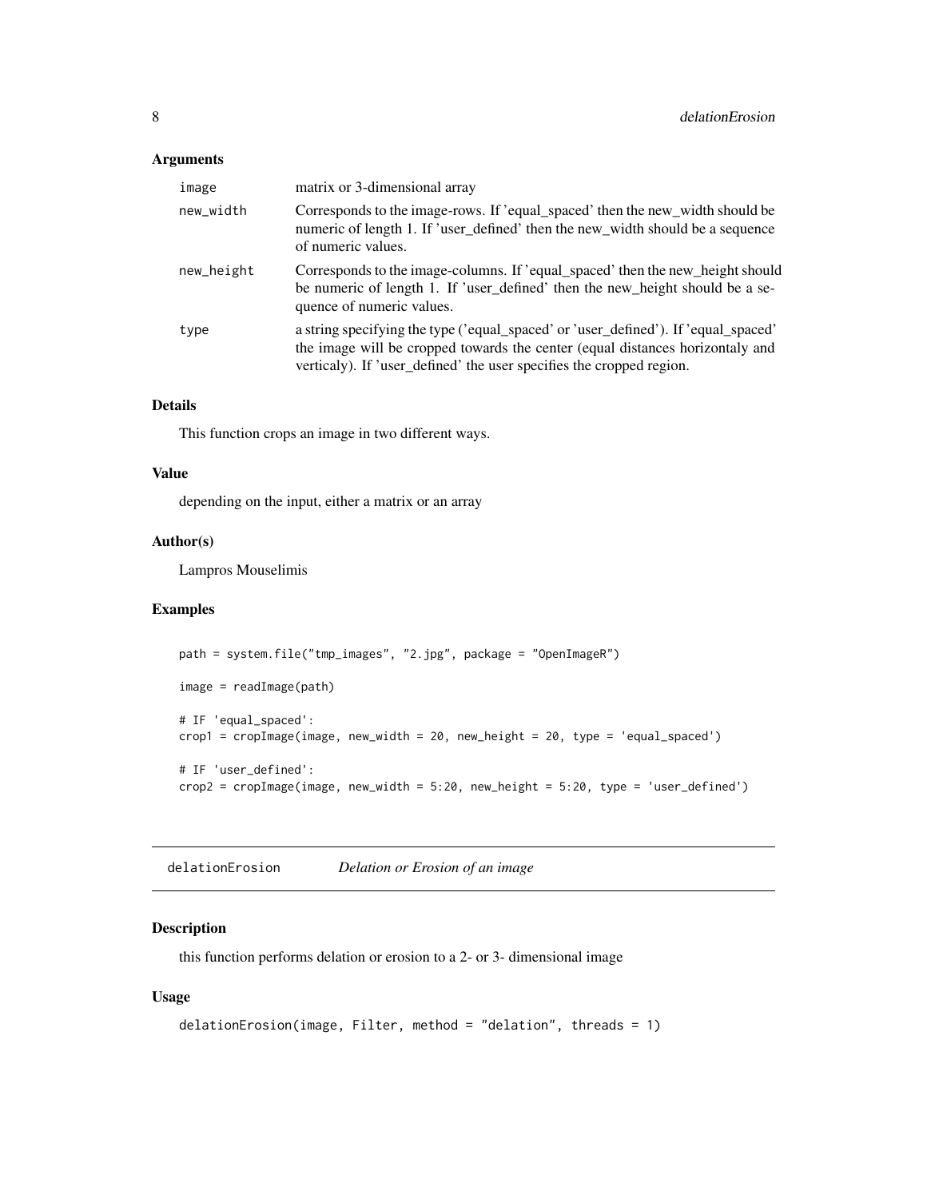### Arguments

| | |
|---|---|
| image | matrix or 3-dimensional array |
| new_width | Corresponds to the image-rows. If 'equal_spaced' then the new_width should be numeric of length 1. If 'user_defined' then the new_width should be a sequence of numeric values. |
| new_height | Corresponds to the image-columns. If 'equal_spaced' then the new_height should be numeric of length 1. If 'user_defined' then the new_height should be a sequence of numeric values. |
| type | a string specifying the type ('equal_spaced' or 'user_defined'). If 'equal_spaced' the image will be cropped towards the center (equal distances horizontaly and verticaly). If 'user_defined' the user specifies the cropped region. |

### Details

This function crops an image in two different ways.

### Value

depending on the input, either a matrix or an array

### Author(s)

Lampros Mouselimis

### Examples

```
path = system.file("tmp_images", "2.jpg", package = "OpenImageR")

image = readImage(path)

# IF 'equal_spaced':
crop1 = cropImage(image, new_width = 20, new_height = 20, type = 'equal_spaced')

# IF 'user_defined':
crop2 = cropImage(image, new_width = 5:20, new_height = 5:20, type = 'user_defined')
```

---

## delationErosion — *Delation or Erosion of an image*

### Description

this function performs delation or erosion to a 2- or 3- dimensional image

### Usage

```
delationErosion(image, Filter, method = "delation", threads = 1)
```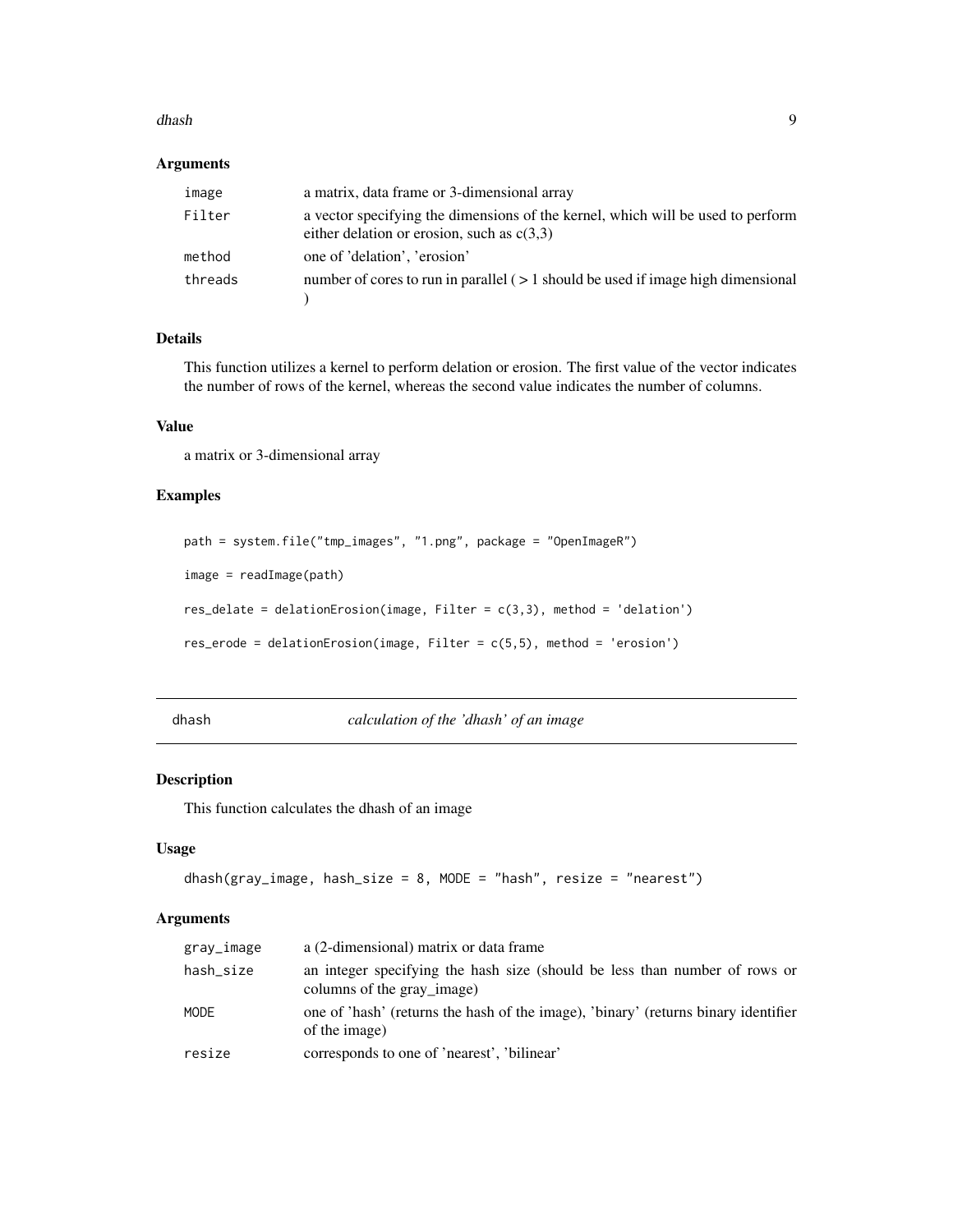### Arguments

| | |
|---|---|
| image | a matrix, data frame or 3-dimensional array |
| Filter | a vector specifying the dimensions of the kernel, which will be used to perform either delation or erosion, such as c(3,3) |
| method | one of 'delation', 'erosion' |
| threads | number of cores to run in parallel ( > 1 should be used if image high dimensional ) |

### Details

This function utilizes a kernel to perform delation or erosion. The first value of the vector indicates the number of rows of the kernel, whereas the second value indicates the number of columns.

### Value

a matrix or 3-dimensional array

### Examples

```
path = system.file("tmp_images", "1.png", package = "OpenImageR")

image = readImage(path)

res_delate = delationErosion(image, Filter = c(3,3), method = 'delation')

res_erode = delationErosion(image, Filter = c(5,5), method = 'erosion')
```

---

## dhash *calculation of the 'dhash' of an image*

### Description

This function calculates the dhash of an image

### Usage

```
dhash(gray_image, hash_size = 8, MODE = "hash", resize = "nearest")
```

### Arguments

| | |
|---|---|
| gray_image | a (2-dimensional) matrix or data frame |
| hash_size | an integer specifying the hash size (should be less than number of rows or columns of the gray_image) |
| MODE | one of 'hash' (returns the hash of the image), 'binary' (returns binary identifier of the image) |
| resize | corresponds to one of 'nearest', 'bilinear' |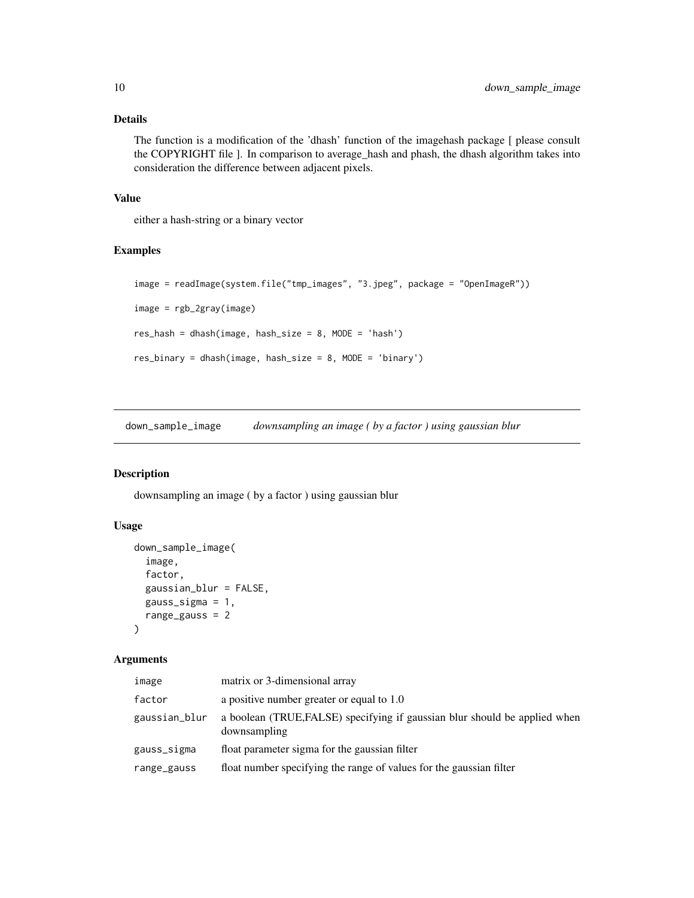### Details

The function is a modification of the 'dhash' function of the imagehash package [ please consult the COPYRIGHT file ]. In comparison to average_hash and phash, the dhash algorithm takes into consideration the difference between adjacent pixels.

### Value

either a hash-string or a binary vector

### Examples

```
image = readImage(system.file("tmp_images", "3.jpeg", package = "OpenImageR"))

image = rgb_2gray(image)

res_hash = dhash(image, hash_size = 8, MODE = 'hash')

res_binary = dhash(image, hash_size = 8, MODE = 'binary')
```

---

## down_sample_image &nbsp;&nbsp;&nbsp; *downsampling an image ( by a factor ) using gaussian blur*

### Description

downsampling an image ( by a factor ) using gaussian blur

### Usage

```
down_sample_image(
  image,
  factor,
  gaussian_blur = FALSE,
  gauss_sigma = 1,
  range_gauss = 2
)
```

### Arguments

| | |
|---|---|
| image | matrix or 3-dimensional array |
| factor | a positive number greater or equal to 1.0 |
| gaussian_blur | a boolean (TRUE,FALSE) specifying if gaussian blur should be applied when downsampling |
| gauss_sigma | float parameter sigma for the gaussian filter |
| range_gauss | float number specifying the range of values for the gaussian filter |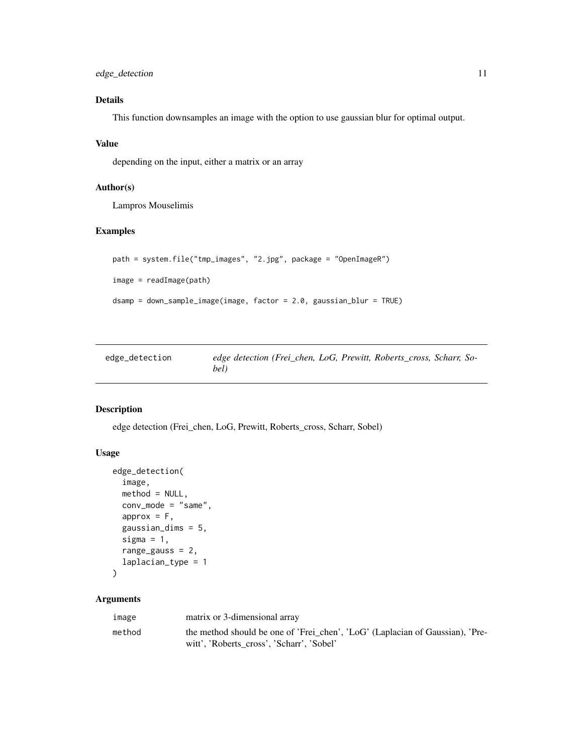### Details

This function downsamples an image with the option to use gaussian blur for optimal output.

### Value

depending on the input, either a matrix or an array

### Author(s)

Lampros Mouselimis

### Examples

```
path = system.file("tmp_images", "2.jpg", package = "OpenImageR")

image = readImage(path)

dsamp = down_sample_image(image, factor = 2.0, gaussian_blur = TRUE)
```

---

## edge_detection — *edge detection (Frei_chen, LoG, Prewitt, Roberts_cross, Scharr, Sobel)*

---

### Description

edge detection (Frei_chen, LoG, Prewitt, Roberts_cross, Scharr, Sobel)

### Usage

```
edge_detection(
  image,
  method = NULL,
  conv_mode = "same",
  approx = F,
  gaussian_dims = 5,
  sigma = 1,
  range_gauss = 2,
  laplacian_type = 1
)
```

### Arguments

| | |
|---|---|
| image | matrix or 3-dimensional array |
| method | the method should be one of 'Frei_chen', 'LoG' (Laplacian of Gaussian), 'Prewitt', 'Roberts_cross', 'Scharr', 'Sobel' |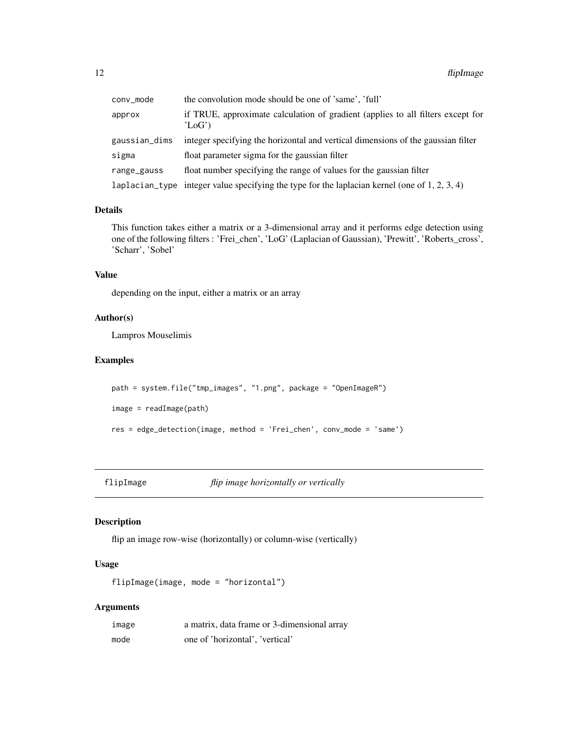| | |
|---|---|
| conv_mode | the convolution mode should be one of 'same', 'full' |
| approx | if TRUE, approximate calculation of gradient (applies to all filters except for 'LoG') |
| gaussian_dims | integer specifying the horizontal and vertical dimensions of the gaussian filter |
| sigma | float parameter sigma for the gaussian filter |
| range_gauss | float number specifying the range of values for the gaussian filter |
| laplacian_type | integer value specifying the type for the laplacian kernel (one of 1, 2, 3, 4) |

### Details

This function takes either a matrix or a 3-dimensional array and it performs edge detection using one of the following filters : 'Frei_chen', 'LoG' (Laplacian of Gaussian), 'Prewitt', 'Roberts_cross', 'Scharr', 'Sobel'

### Value

depending on the input, either a matrix or an array

### Author(s)

Lampros Mouselimis

### Examples

```
path = system.file("tmp_images", "1.png", package = "OpenImageR")

image = readImage(path)

res = edge_detection(image, method = 'Frei_chen', conv_mode = 'same')
```

---

## flipImage    *flip image horizontally or vertically*

---

### Description

flip an image row-wise (horizontally) or column-wise (vertically)

### Usage

```
flipImage(image, mode = "horizontal")
```

### Arguments

| | |
|---|---|
| image | a matrix, data frame or 3-dimensional array |
| mode | one of 'horizontal', 'vertical' |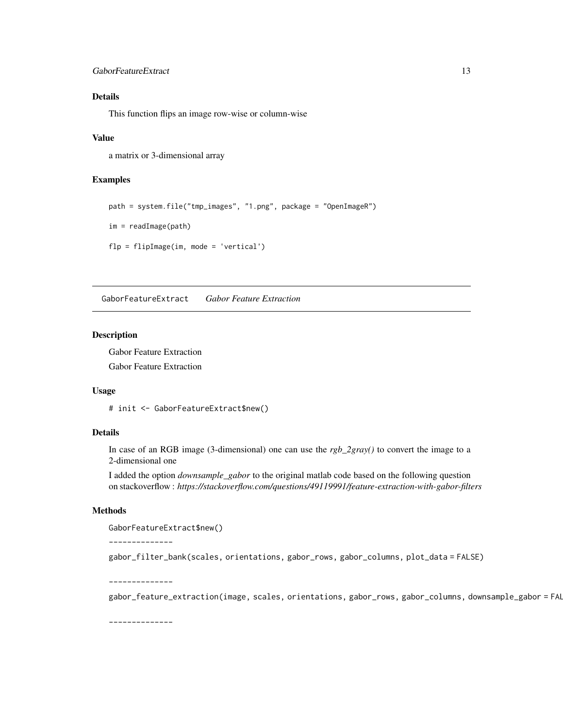### Details

This function flips an image row-wise or column-wise

### Value

a matrix or 3-dimensional array

### Examples

```
path = system.file("tmp_images", "1.png", package = "OpenImageR")

im = readImage(path)

flp = flipImage(im, mode = 'vertical')
```

---

## GaborFeatureExtract *Gabor Feature Extraction*

### Description

Gabor Feature Extraction

Gabor Feature Extraction

### Usage

```
# init <- GaborFeatureExtract$new()
```

### Details

In case of an RGB image (3-dimensional) one can use the *rgb_2gray()* to convert the image to a 2-dimensional one

I added the option *downsample_gabor* to the original matlab code based on the following question on stackoverflow : *https://stackoverflow.com/questions/49119991/feature-extraction-with-gabor-filters*

### Methods

```
GaborFeatureExtract$new()

--------------

gabor_filter_bank(scales, orientations, gabor_rows, gabor_columns, plot_data = FALSE)

--------------

gabor_feature_extraction(image, scales, orientations, gabor_rows, gabor_columns, downsample_gabor = FAL

--------------
```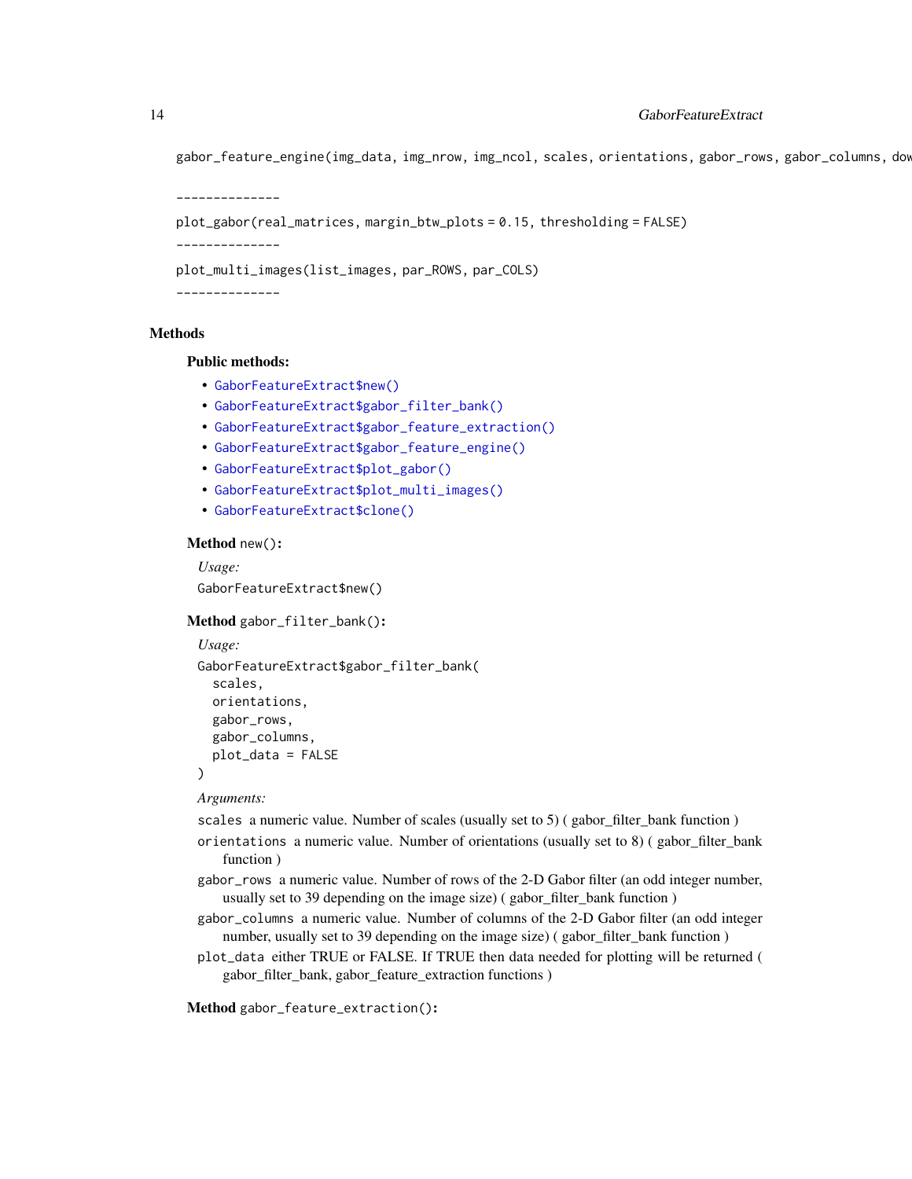```
gabor_feature_engine(img_data, img_nrow, img_ncol, scales, orientations, gabor_rows, gabor_columns, dow
```

--------------

```
plot_gabor(real_matrices, margin_btw_plots = 0.15, thresholding = FALSE)
```

--------------

```
plot_multi_images(list_images, par_ROWS, par_COLS)
```

--------------

## Methods

### Public methods:

- GaborFeatureExtract$new()
- GaborFeatureExtract$gabor_filter_bank()
- GaborFeatureExtract$gabor_feature_extraction()
- GaborFeatureExtract$gabor_feature_engine()
- GaborFeatureExtract$plot_gabor()
- GaborFeatureExtract$plot_multi_images()
- GaborFeatureExtract$clone()

**Method** `new()`:

*Usage:*

```
GaborFeatureExtract$new()
```

**Method** `gabor_filter_bank()`:

*Usage:*

```
GaborFeatureExtract$gabor_filter_bank(
  scales,
  orientations,
  gabor_rows,
  gabor_columns,
  plot_data = FALSE
)
```

*Arguments:*

`scales` a numeric value. Number of scales (usually set to 5) ( gabor_filter_bank function )

`orientations` a numeric value. Number of orientations (usually set to 8) ( gabor_filter_bank function )

`gabor_rows` a numeric value. Number of rows of the 2-D Gabor filter (an odd integer number, usually set to 39 depending on the image size) ( gabor_filter_bank function )

`gabor_columns` a numeric value. Number of columns of the 2-D Gabor filter (an odd integer number, usually set to 39 depending on the image size) ( gabor_filter_bank function )

`plot_data` either TRUE or FALSE. If TRUE then data needed for plotting will be returned ( gabor_filter_bank, gabor_feature_extraction functions )

**Method** `gabor_feature_extraction()`: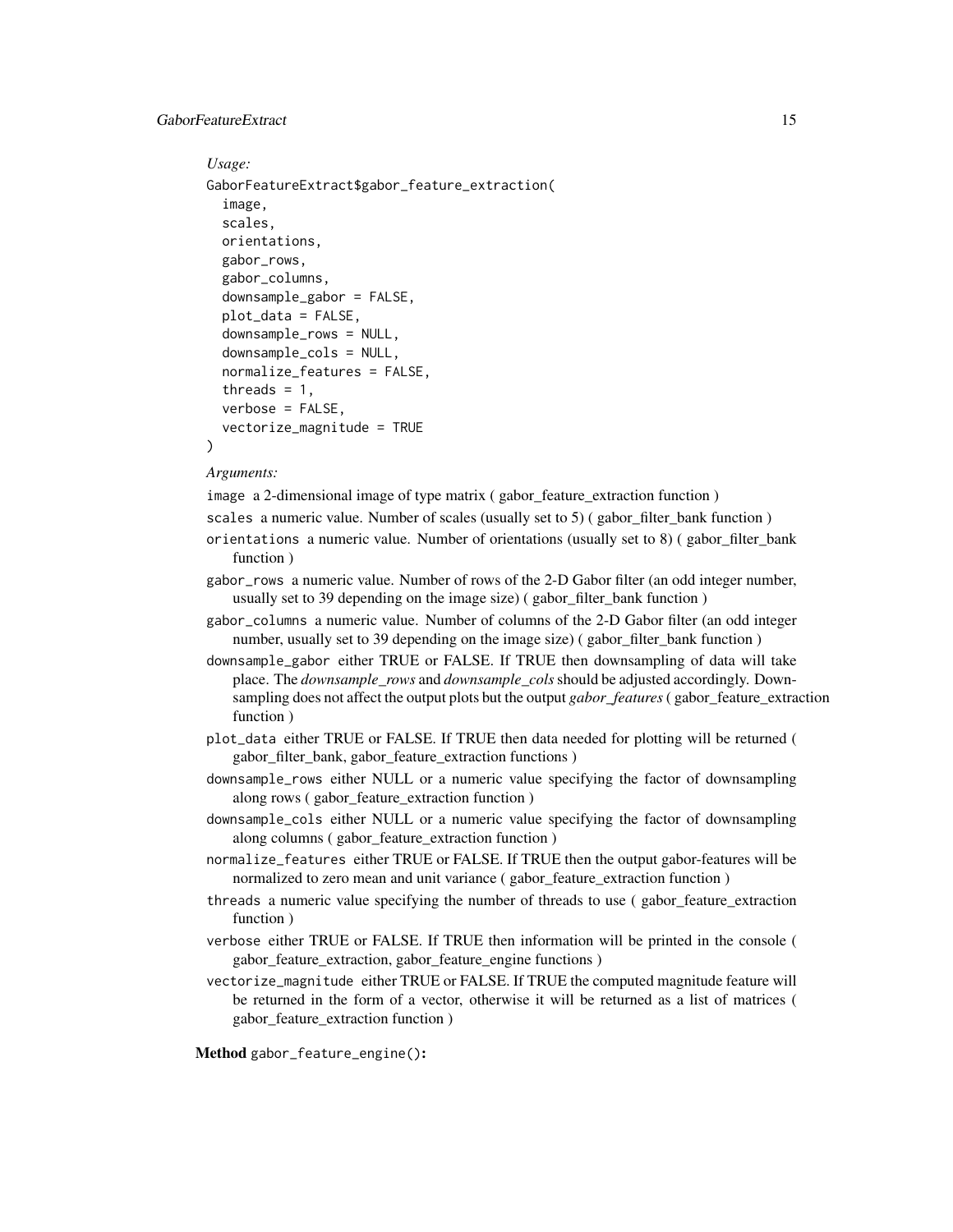*Usage:*

```
GaborFeatureExtract$gabor_feature_extraction(
  image,
  scales,
  orientations,
  gabor_rows,
  gabor_columns,
  downsample_gabor = FALSE,
  plot_data = FALSE,
  downsample_rows = NULL,
  downsample_cols = NULL,
  normalize_features = FALSE,
  threads = 1,
  verbose = FALSE,
  vectorize_magnitude = TRUE
)
```

*Arguments:*

`image` a 2-dimensional image of type matrix ( gabor_feature_extraction function )

`scales` a numeric value. Number of scales (usually set to 5) ( gabor_filter_bank function )

`orientations` a numeric value. Number of orientations (usually set to 8) ( gabor_filter_bank function )

`gabor_rows` a numeric value. Number of rows of the 2-D Gabor filter (an odd integer number, usually set to 39 depending on the image size) ( gabor_filter_bank function )

`gabor_columns` a numeric value. Number of columns of the 2-D Gabor filter (an odd integer number, usually set to 39 depending on the image size) ( gabor_filter_bank function )

`downsample_gabor` either TRUE or FALSE. If TRUE then downsampling of data will take place. The *downsample_rows* and *downsample_cols* should be adjusted accordingly. Downsampling does not affect the output plots but the output *gabor_features* ( gabor_feature_extraction function )

`plot_data` either TRUE or FALSE. If TRUE then data needed for plotting will be returned ( gabor_filter_bank, gabor_feature_extraction functions )

`downsample_rows` either NULL or a numeric value specifying the factor of downsampling along rows ( gabor_feature_extraction function )

`downsample_cols` either NULL or a numeric value specifying the factor of downsampling along columns ( gabor_feature_extraction function )

`normalize_features` either TRUE or FALSE. If TRUE then the output gabor-features will be normalized to zero mean and unit variance ( gabor_feature_extraction function )

`threads` a numeric value specifying the number of threads to use ( gabor_feature_extraction function )

`verbose` either TRUE or FALSE. If TRUE then information will be printed in the console ( gabor_feature_extraction, gabor_feature_engine functions )

`vectorize_magnitude` either TRUE or FALSE. If TRUE the computed magnitude feature will be returned in the form of a vector, otherwise it will be returned as a list of matrices ( gabor_feature_extraction function )

**Method** `gabor_feature_engine()`**:**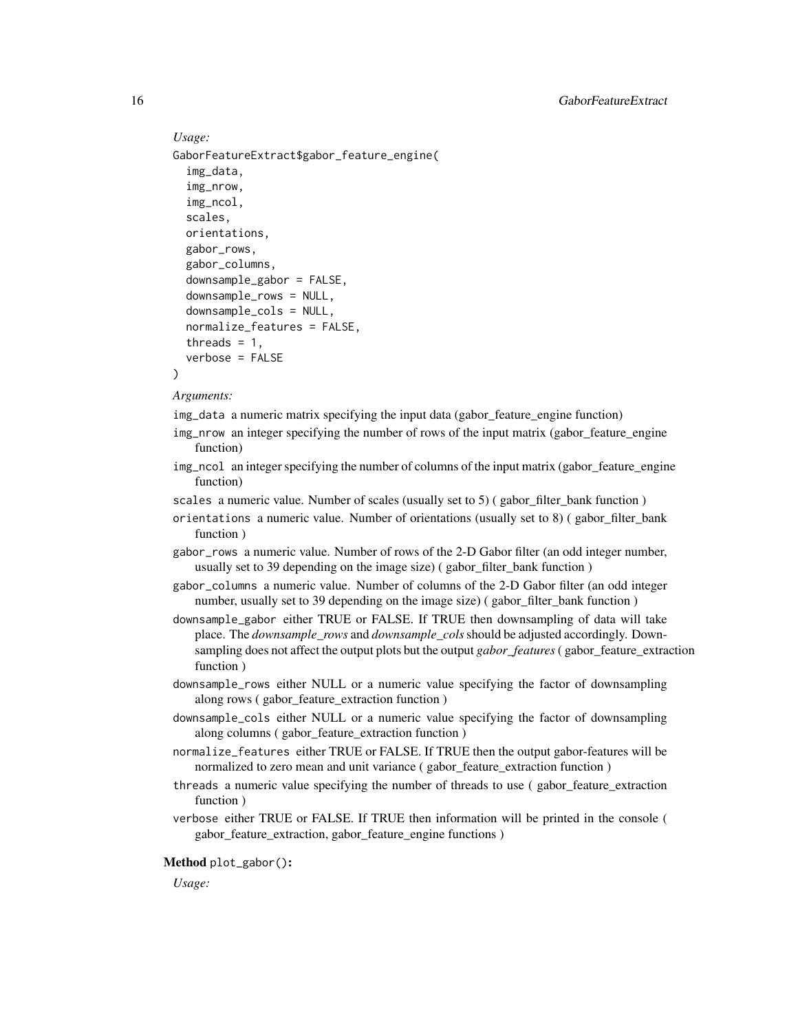*Usage:*

```
GaborFeatureExtract$gabor_feature_engine(
  img_data,
  img_nrow,
  img_ncol,
  scales,
  orientations,
  gabor_rows,
  gabor_columns,
  downsample_gabor = FALSE,
  downsample_rows = NULL,
  downsample_cols = NULL,
  normalize_features = FALSE,
  threads = 1,
  verbose = FALSE
)
```

*Arguments:*

`img_data` a numeric matrix specifying the input data (gabor_feature_engine function)

`img_nrow` an integer specifying the number of rows of the input matrix (gabor_feature_engine function)

`img_ncol` an integer specifying the number of columns of the input matrix (gabor_feature_engine function)

`scales` a numeric value. Number of scales (usually set to 5) ( gabor_filter_bank function )

`orientations` a numeric value. Number of orientations (usually set to 8) ( gabor_filter_bank function )

`gabor_rows` a numeric value. Number of rows of the 2-D Gabor filter (an odd integer number, usually set to 39 depending on the image size) ( gabor_filter_bank function )

`gabor_columns` a numeric value. Number of columns of the 2-D Gabor filter (an odd integer number, usually set to 39 depending on the image size) ( gabor_filter_bank function )

`downsample_gabor` either TRUE or FALSE. If TRUE then downsampling of data will take place. The *downsample_rows* and *downsample_cols* should be adjusted accordingly. Downsampling does not affect the output plots but the output *gabor_features* ( gabor_feature_extraction function )

`downsample_rows` either NULL or a numeric value specifying the factor of downsampling along rows ( gabor_feature_extraction function )

`downsample_cols` either NULL or a numeric value specifying the factor of downsampling along columns ( gabor_feature_extraction function )

`normalize_features` either TRUE or FALSE. If TRUE then the output gabor-features will be normalized to zero mean and unit variance ( gabor_feature_extraction function )

`threads` a numeric value specifying the number of threads to use ( gabor_feature_extraction function )

`verbose` either TRUE or FALSE. If TRUE then information will be printed in the console ( gabor_feature_extraction, gabor_feature_engine functions )

**Method** `plot_gabor()`**:**

*Usage:*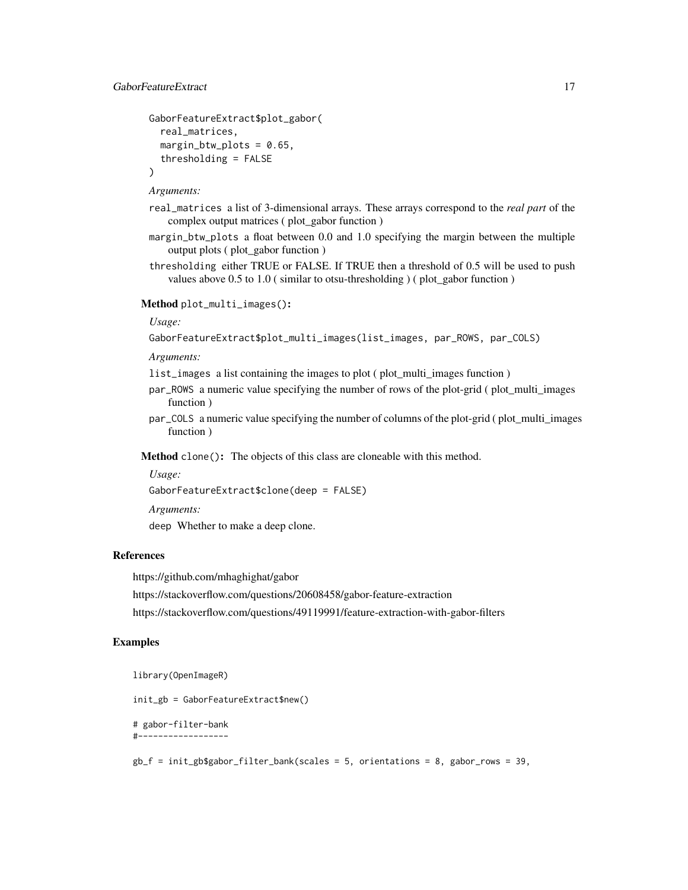```
GaborFeatureExtract$plot_gabor(
  real_matrices,
  margin_btw_plots = 0.65,
  thresholding = FALSE
)
```

*Arguments:*

`real_matrices` a list of 3-dimensional arrays. These arrays correspond to the *real part* of the complex output matrices ( plot_gabor function )

`margin_btw_plots` a float between 0.0 and 1.0 specifying the margin between the multiple output plots ( plot_gabor function )

`thresholding` either TRUE or FALSE. If TRUE then a threshold of 0.5 will be used to push values above 0.5 to 1.0 ( similar to otsu-thresholding ) ( plot_gabor function )

**Method** `plot_multi_images()`**:**

*Usage:*

```
GaborFeatureExtract$plot_multi_images(list_images, par_ROWS, par_COLS)
```

*Arguments:*

`list_images` a list containing the images to plot ( plot_multi_images function )

`par_ROWS` a numeric value specifying the number of rows of the plot-grid ( plot_multi_images function )

`par_COLS` a numeric value specifying the number of columns of the plot-grid ( plot_multi_images function )

**Method** `clone()`**:** The objects of this class are cloneable with this method.

*Usage:*

```
GaborFeatureExtract$clone(deep = FALSE)
```

*Arguments:*

`deep` Whether to make a deep clone.

## References

https://github.com/mhaghighat/gabor

https://stackoverflow.com/questions/20608458/gabor-feature-extraction

https://stackoverflow.com/questions/49119991/feature-extraction-with-gabor-filters

## Examples

```
library(OpenImageR)

init_gb = GaborFeatureExtract$new()

# gabor-filter-bank
#------------------

gb_f = init_gb$gabor_filter_bank(scales = 5, orientations = 8, gabor_rows = 39,
```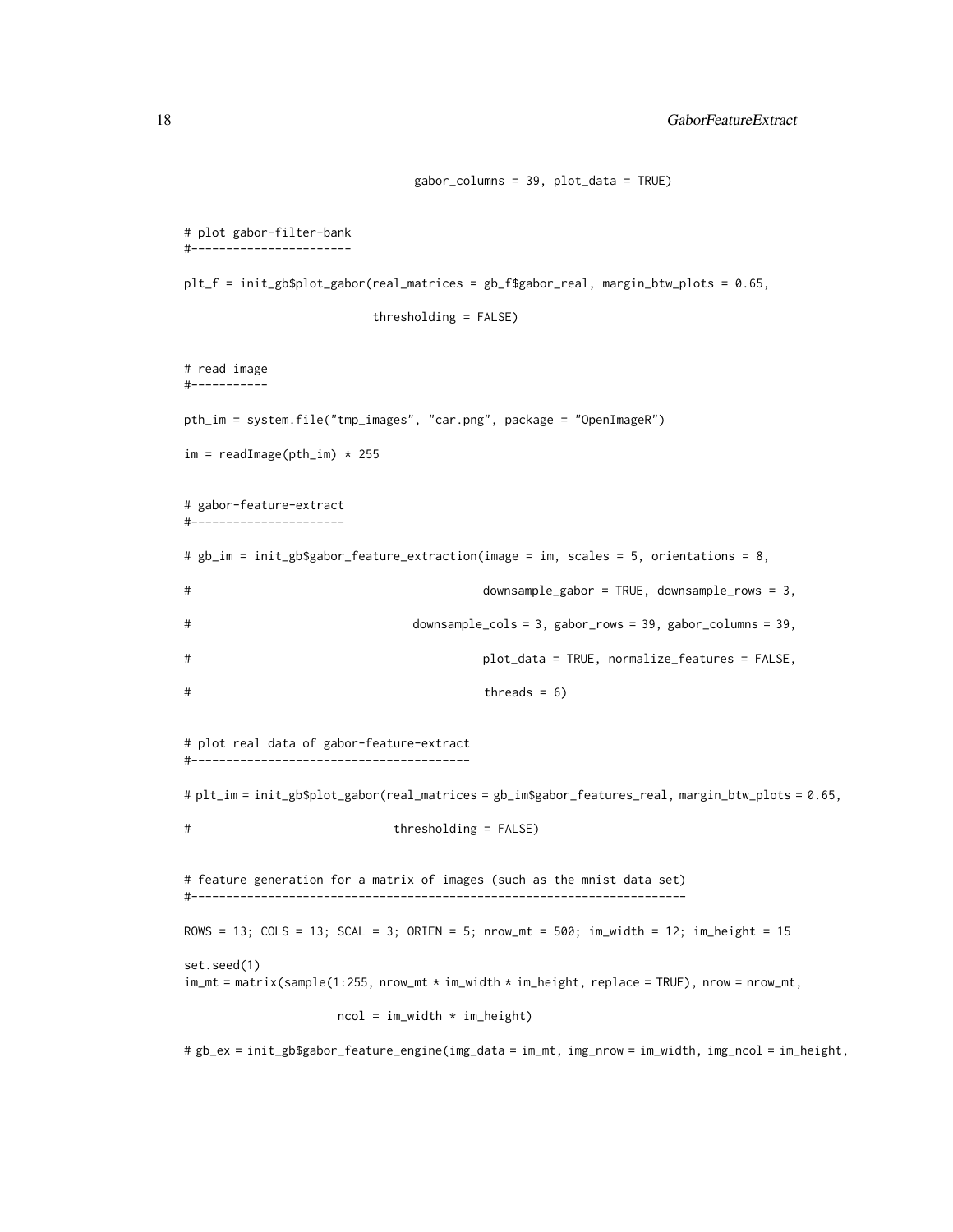```
                                  gabor_columns = 39, plot_data = TRUE)


# plot gabor-filter-bank
#-----------------------

plt_f = init_gb$plot_gabor(real_matrices = gb_f$gabor_real, margin_btw_plots = 0.65,

                           thresholding = FALSE)


# read image
#-----------

pth_im = system.file("tmp_images", "car.png", package = "OpenImageR")

im = readImage(pth_im) * 255


# gabor-feature-extract
#----------------------

# gb_im = init_gb$gabor_feature_extraction(image = im, scales = 5, orientations = 8,

#                                           downsample_gabor = TRUE, downsample_rows = 3,

#                                  downsample_cols = 3, gabor_rows = 39, gabor_columns = 39,

#                                           plot_data = TRUE, normalize_features = FALSE,

#                                           threads = 6)


# plot real data of gabor-feature-extract
#----------------------------------------

# plt_im = init_gb$plot_gabor(real_matrices = gb_im$gabor_features_real, margin_btw_plots = 0.65,

#                              thresholding = FALSE)


# feature generation for a matrix of images (such as the mnist data set)
#-----------------------------------------------------------------------

ROWS = 13; COLS = 13; SCAL = 3; ORIEN = 5; nrow_mt = 500; im_width = 12; im_height = 15

set.seed(1)
im_mt = matrix(sample(1:255, nrow_mt * im_width * im_height, replace = TRUE), nrow = nrow_mt,

                      ncol = im_width * im_height)

# gb_ex = init_gb$gabor_feature_engine(img_data = im_mt, img_nrow = im_width, img_ncol = im_height,
```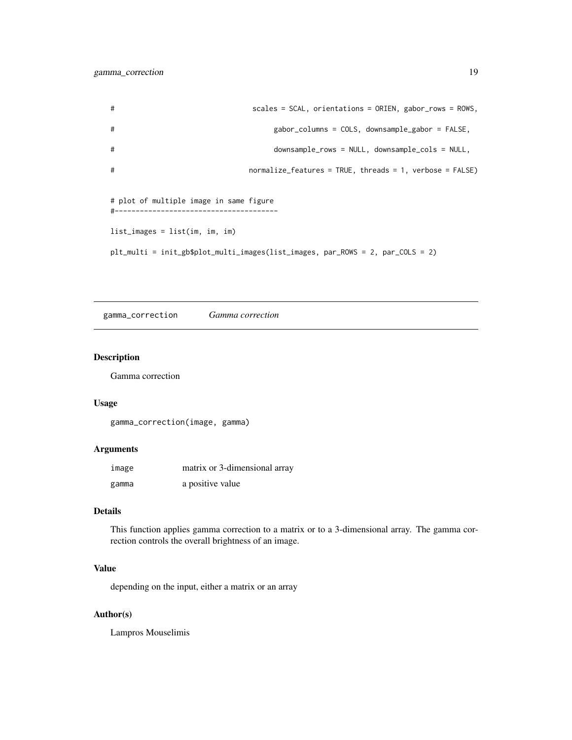```
#                                 scales = SCAL, orientations = ORIEN, gabor_rows = ROWS,

#                                       gabor_columns = COLS, downsample_gabor = FALSE,

#                                       downsample_rows = NULL, downsample_cols = NULL,

#                                normalize_features = TRUE, threads = 1, verbose = FALSE)


# plot of multiple image in same figure
#---------------------------------------

list_images = list(im, im, im)

plt_multi = init_gb$plot_multi_images(list_images, par_ROWS = 2, par_COLS = 2)
```

---

## gamma_correction    *Gamma correction*

### Description

Gamma correction

### Usage

```
gamma_correction(image, gamma)
```

### Arguments

| | |
|---|---|
| image | matrix or 3-dimensional array |
| gamma | a positive value |

### Details

This function applies gamma correction to a matrix or to a 3-dimensional array. The gamma correction controls the overall brightness of an image.

### Value

depending on the input, either a matrix or an array

### Author(s)

Lampros Mouselimis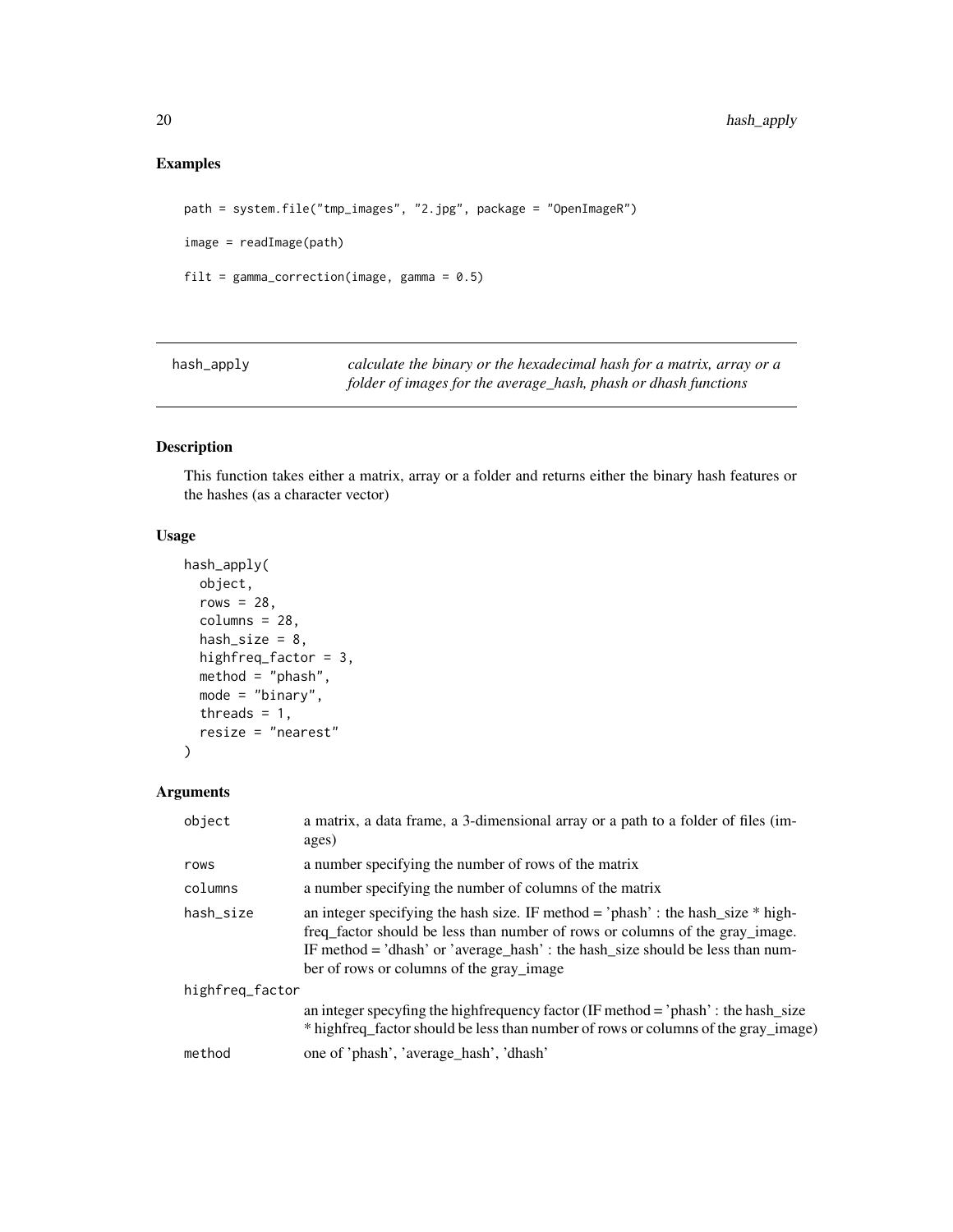## Examples

```
path = system.file("tmp_images", "2.jpg", package = "OpenImageR")

image = readImage(path)

filt = gamma_correction(image, gamma = 0.5)
```

---

## hash_apply — *calculate the binary or the hexadecimal hash for a matrix, array or a folder of images for the average_hash, phash or dhash functions*

### Description

This function takes either a matrix, array or a folder and returns either the binary hash features or the hashes (as a character vector)

### Usage

```
hash_apply(
  object,
  rows = 28,
  columns = 28,
  hash_size = 8,
  highfreq_factor = 3,
  method = "phash",
  mode = "binary",
  threads = 1,
  resize = "nearest"
)
```

### Arguments

| | |
|---|---|
| object | a matrix, a data frame, a 3-dimensional array or a path to a folder of files (images) |
| rows | a number specifying the number of rows of the matrix |
| columns | a number specifying the number of columns of the matrix |
| hash_size | an integer specifying the hash size. IF method = 'phash' : the hash_size * highfreq_factor should be less than number of rows or columns of the gray_image. IF method = 'dhash' or 'average_hash' : the hash_size should be less than number of rows or columns of the gray_image |
| highfreq_factor | an integer specyfing the highfrequency factor (IF method = 'phash' : the hash_size * highfreq_factor should be less than number of rows or columns of the gray_image) |
| method | one of 'phash', 'average_hash', 'dhash' |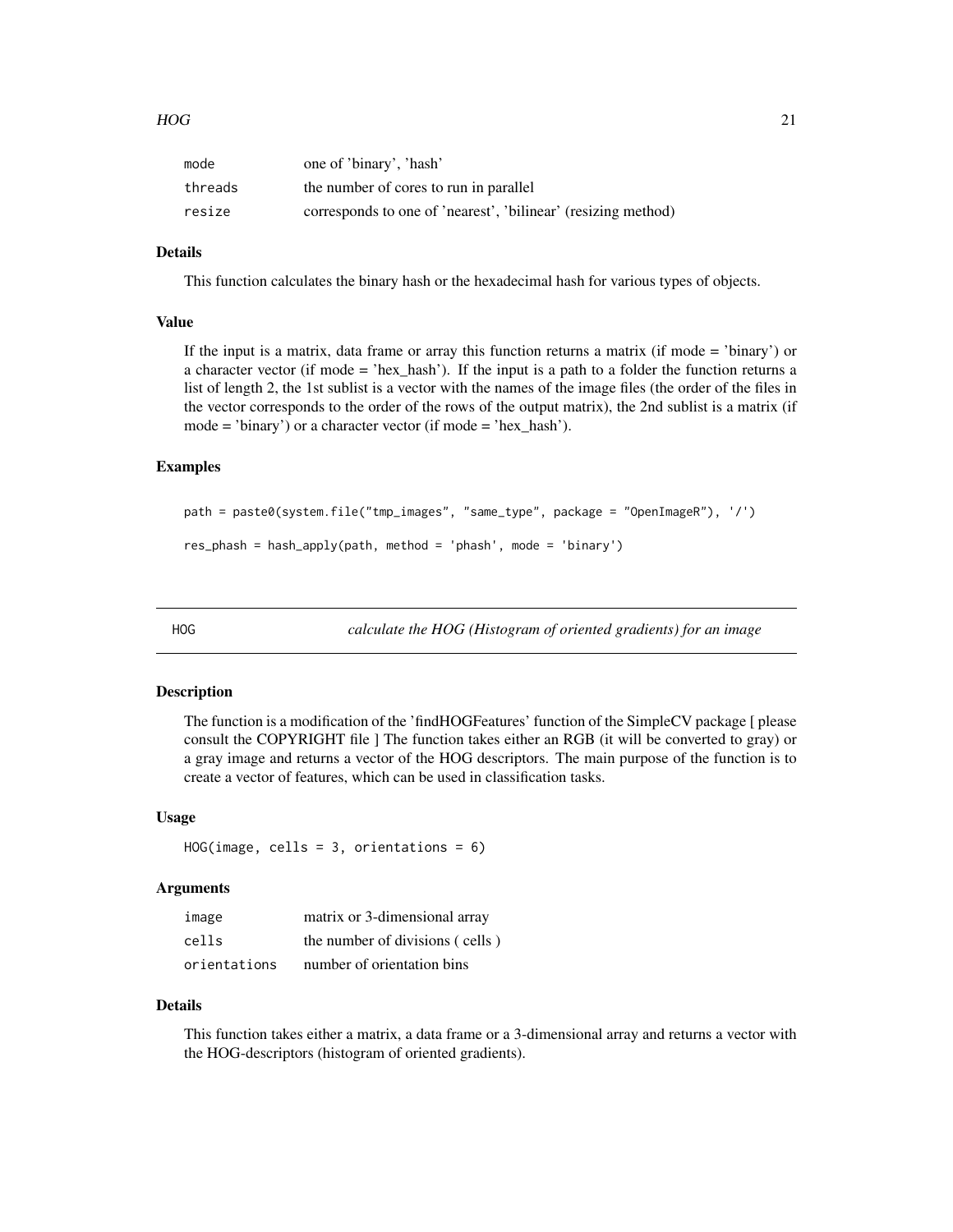| | |
|---|---|
| mode | one of 'binary', 'hash' |
| threads | the number of cores to run in parallel |
| resize | corresponds to one of 'nearest', 'bilinear' (resizing method) |

### Details

This function calculates the binary hash or the hexadecimal hash for various types of objects.

### Value

If the input is a matrix, data frame or array this function returns a matrix (if mode = 'binary') or a character vector (if mode = 'hex_hash'). If the input is a path to a folder the function returns a list of length 2, the 1st sublist is a vector with the names of the image files (the order of the files in the vector corresponds to the order of the rows of the output matrix), the 2nd sublist is a matrix (if mode = 'binary') or a character vector (if mode = 'hex_hash').

### Examples

```
path = paste0(system.file("tmp_images", "same_type", package = "OpenImageR"), '/')

res_phash = hash_apply(path, method = 'phash', mode = 'binary')
```

---

## HOG *calculate the HOG (Histogram of oriented gradients) for an image*

### Description

The function is a modification of the 'findHOGFeatures' function of the SimpleCV package [ please consult the COPYRIGHT file ] The function takes either an RGB (it will be converted to gray) or a gray image and returns a vector of the HOG descriptors. The main purpose of the function is to create a vector of features, which can be used in classification tasks.

### Usage

```
HOG(image, cells = 3, orientations = 6)
```

### Arguments

| | |
|---|---|
| image | matrix or 3-dimensional array |
| cells | the number of divisions ( cells ) |
| orientations | number of orientation bins |

### Details

This function takes either a matrix, a data frame or a 3-dimensional array and returns a vector with the HOG-descriptors (histogram of oriented gradients).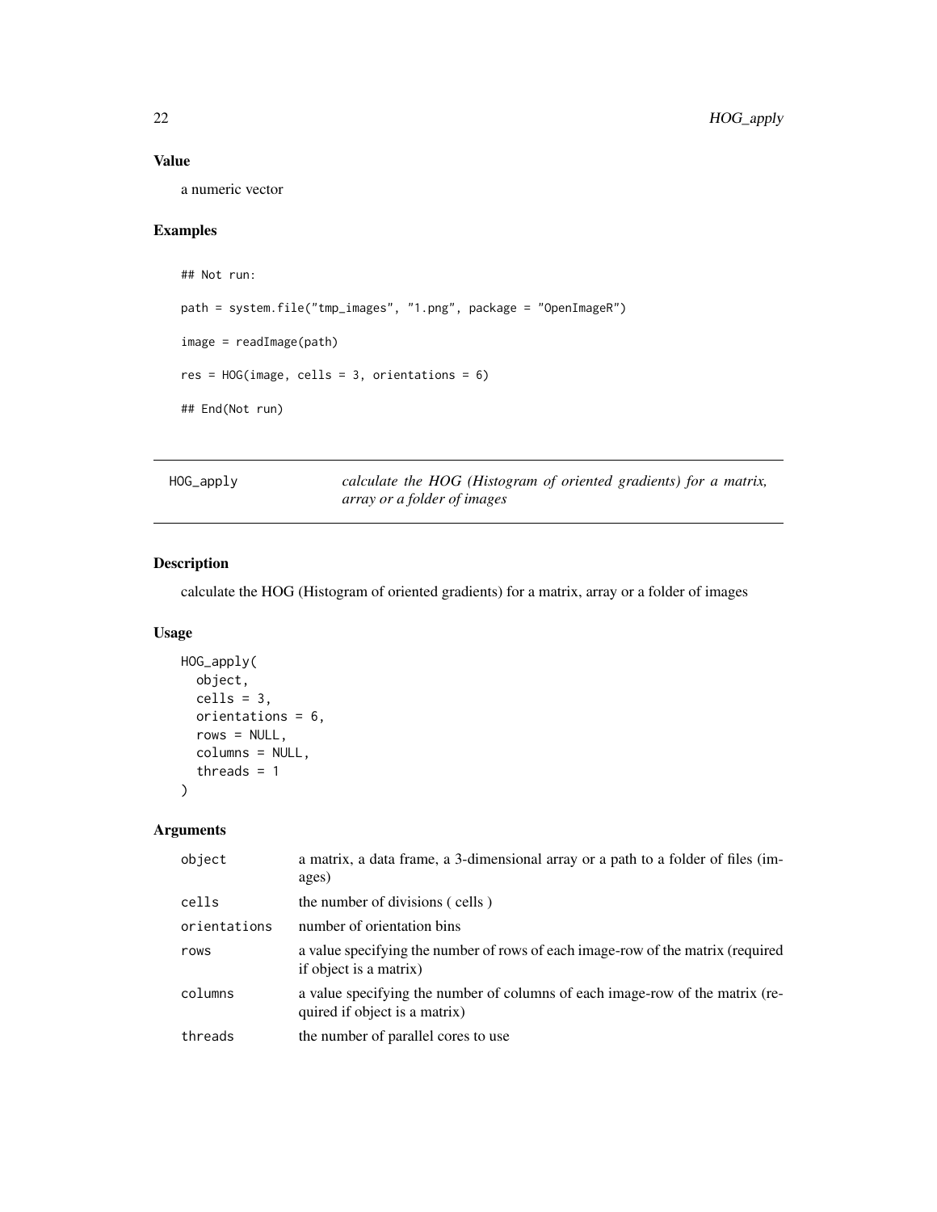## Value

a numeric vector

## Examples

```
## Not run:

path = system.file("tmp_images", "1.png", package = "OpenImageR")

image = readImage(path)

res = HOG(image, cells = 3, orientations = 6)

## End(Not run)
```

---

# HOG_apply

*calculate the HOG (Histogram of oriented gradients) for a matrix, array or a folder of images*

## Description

calculate the HOG (Histogram of oriented gradients) for a matrix, array or a folder of images

## Usage

```
HOG_apply(
  object,
  cells = 3,
  orientations = 6,
  rows = NULL,
  columns = NULL,
  threads = 1
)
```

## Arguments

| Argument | Description |
| --- | --- |
| object | a matrix, a data frame, a 3-dimensional array or a path to a folder of files (images) |
| cells | the number of divisions ( cells ) |
| orientations | number of orientation bins |
| rows | a value specifying the number of rows of each image-row of the matrix (required if object is a matrix) |
| columns | a value specifying the number of columns of each image-row of the matrix (required if object is a matrix) |
| threads | the number of parallel cores to use |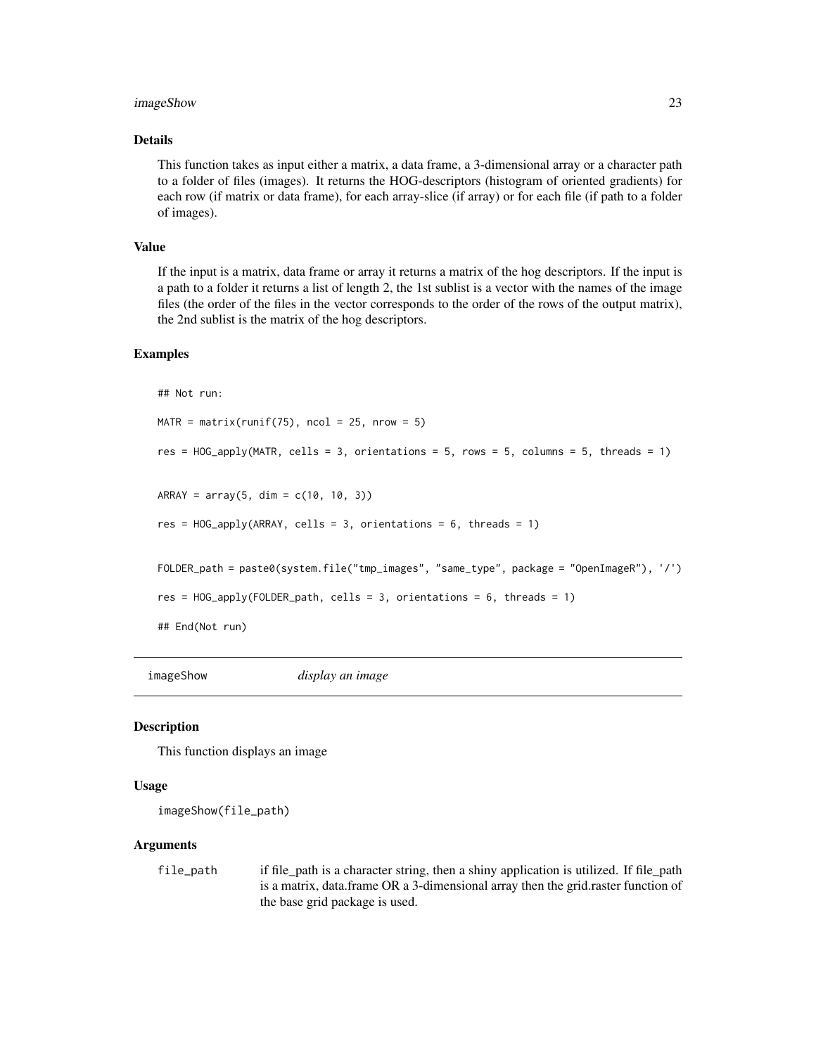### Details

This function takes as input either a matrix, a data frame, a 3-dimensional array or a character path to a folder of files (images). It returns the HOG-descriptors (histogram of oriented gradients) for each row (if matrix or data frame), for each array-slice (if array) or for each file (if path to a folder of images).

### Value

If the input is a matrix, data frame or array it returns a matrix of the hog descriptors. If the input is a path to a folder it returns a list of length 2, the 1st sublist is a vector with the names of the image files (the order of the files in the vector corresponds to the order of the rows of the output matrix), the 2nd sublist is the matrix of the hog descriptors.

### Examples

```
## Not run:

MATR = matrix(runif(75), ncol = 25, nrow = 5)

res = HOG_apply(MATR, cells = 3, orientations = 5, rows = 5, columns = 5, threads = 1)


ARRAY = array(5, dim = c(10, 10, 3))

res = HOG_apply(ARRAY, cells = 3, orientations = 6, threads = 1)


FOLDER_path = paste0(system.file("tmp_images", "same_type", package = "OpenImageR"), '/')

res = HOG_apply(FOLDER_path, cells = 3, orientations = 6, threads = 1)

## End(Not run)
```

## imageShow — *display an image*

### Description

This function displays an image

### Usage

```
imageShow(file_path)
```

### Arguments

| | |
|---|---|
| file_path | if file_path is a character string, then a shiny application is utilized. If file_path is a matrix, data.frame OR a 3-dimensional array then the grid.raster function of the base grid package is used. |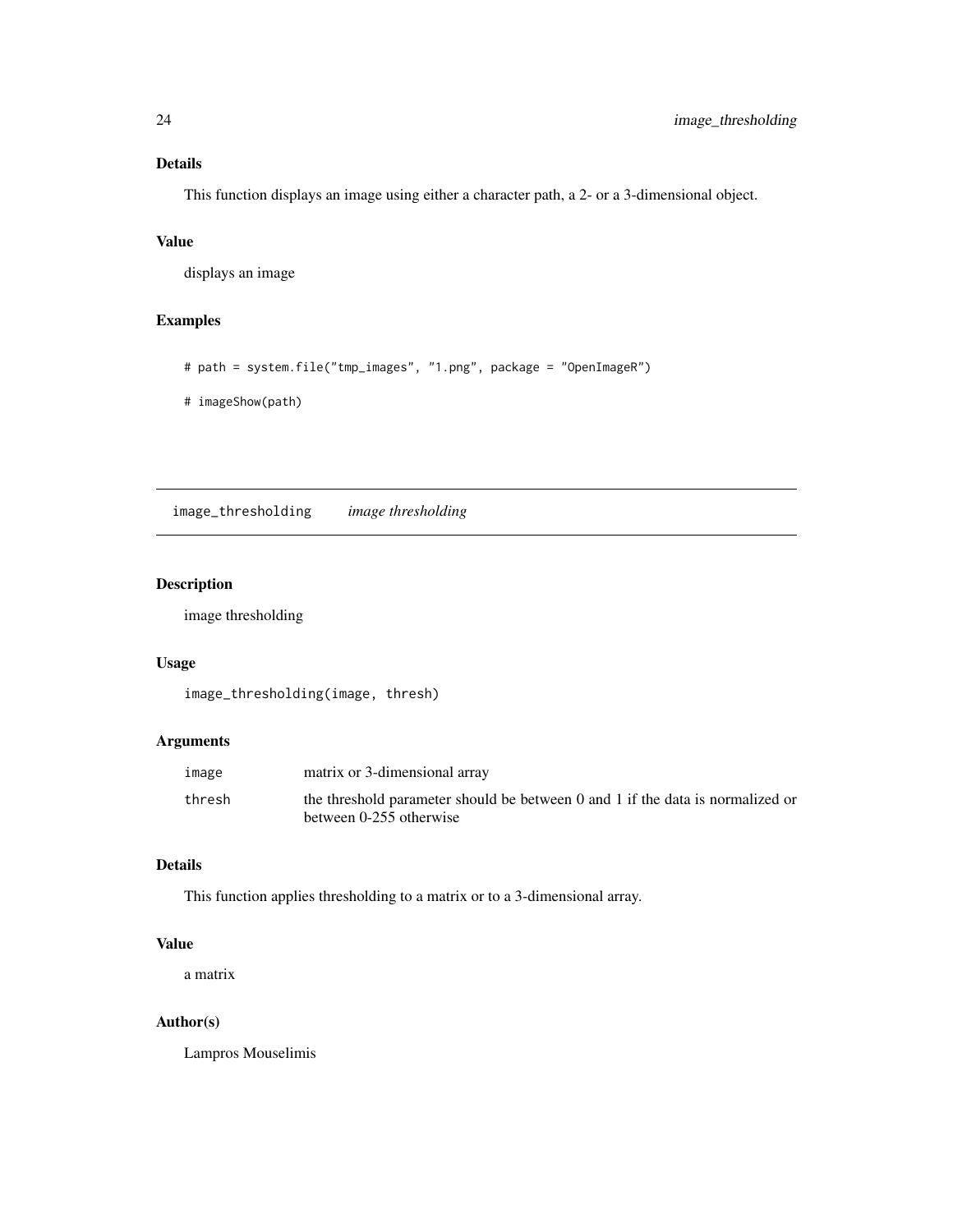### Details

This function displays an image using either a character path, a 2- or a 3-dimensional object.

### Value

displays an image

### Examples

```
# path = system.file("tmp_images", "1.png", package = "OpenImageR")

# imageShow(path)
```

---

## image_thresholding *image thresholding*

---

### Description

image thresholding

### Usage

```
image_thresholding(image, thresh)
```

### Arguments

| | |
|---|---|
| image | matrix or 3-dimensional array |
| thresh | the threshold parameter should be between 0 and 1 if the data is normalized or between 0-255 otherwise |

### Details

This function applies thresholding to a matrix or to a 3-dimensional array.

### Value

a matrix

### Author(s)

Lampros Mouselimis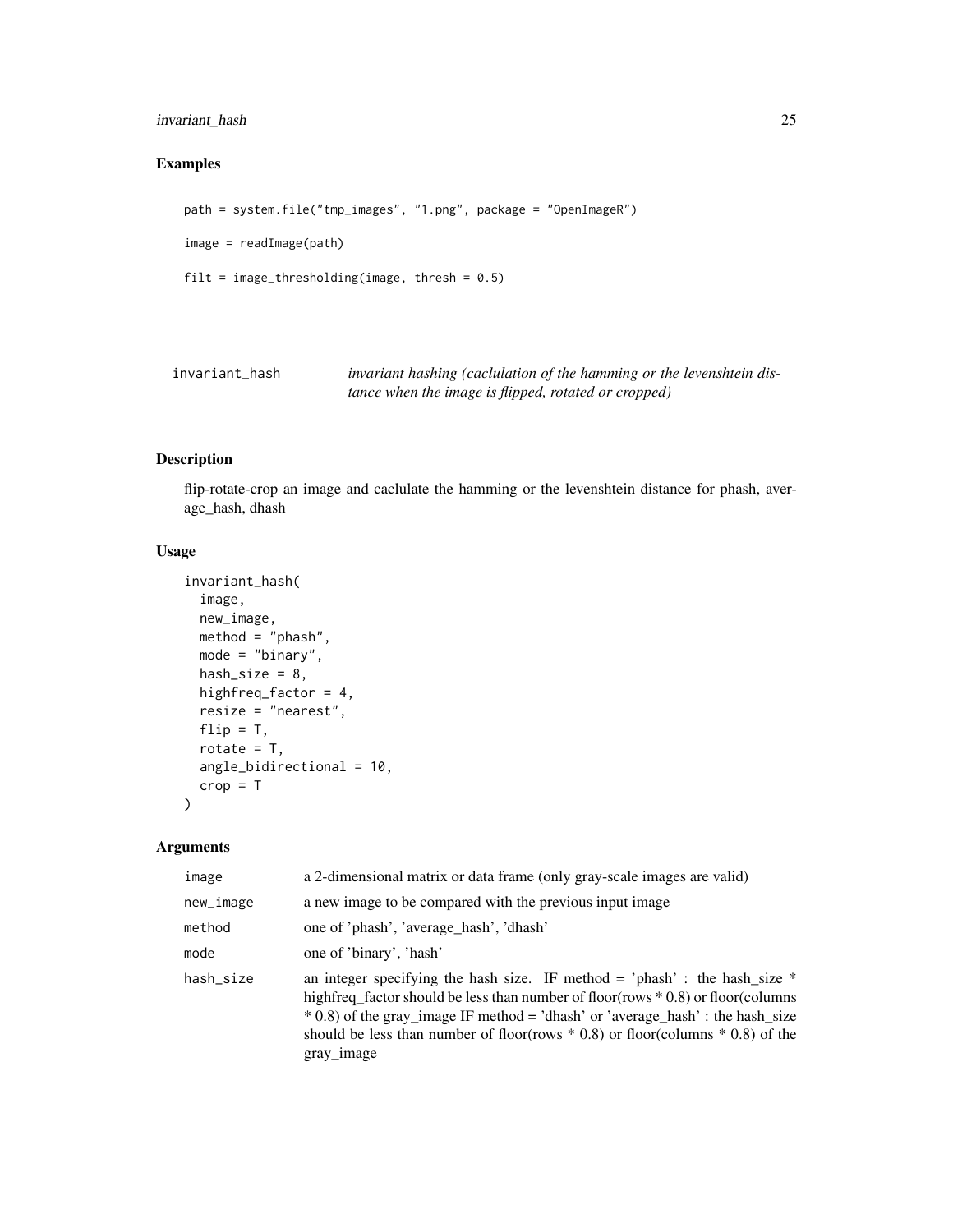## Examples

```
path = system.file("tmp_images", "1.png", package = "OpenImageR")

image = readImage(path)

filt = image_thresholding(image, thresh = 0.5)
```

---

## invariant_hash — *invariant hashing (caclulation of the hamming or the levenshtein distance when the image is flipped, rotated or cropped)*

---

### Description

flip-rotate-crop an image and caclulate the hamming or the levenshtein distance for phash, average_hash, dhash

### Usage

```
invariant_hash(
  image,
  new_image,
  method = "phash",
  mode = "binary",
  hash_size = 8,
  highfreq_factor = 4,
  resize = "nearest",
  flip = T,
  rotate = T,
  angle_bidirectional = 10,
  crop = T
)
```

### Arguments

| | |
|---|---|
| image | a 2-dimensional matrix or data frame (only gray-scale images are valid) |
| new_image | a new image to be compared with the previous input image |
| method | one of 'phash', 'average_hash', 'dhash' |
| mode | one of 'binary', 'hash' |
| hash_size | an integer specifying the hash size. IF method = 'phash' : the hash_size * highfreq_factor should be less than number of floor(rows * 0.8) or floor(columns * 0.8) of the gray_image IF method = 'dhash' or 'average_hash' : the hash_size should be less than number of floor(rows * 0.8) or floor(columns * 0.8) of the gray_image |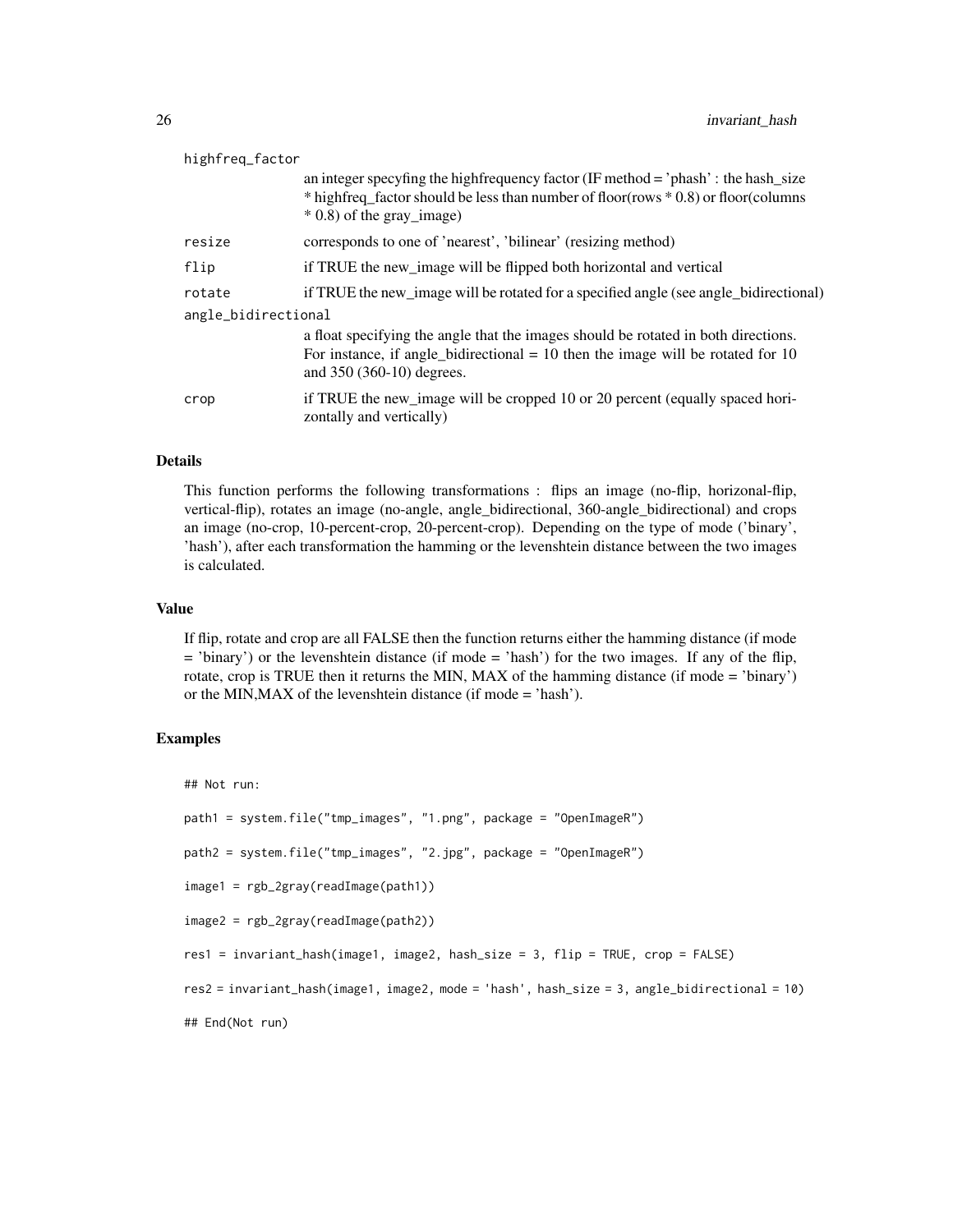highfreq_factor
: an integer specyfing the highfrequency factor (IF method = 'phash' : the hash_size * highfreq_factor should be less than number of floor(rows * 0.8) or floor(columns * 0.8) of the gray_image)

resize
: corresponds to one of 'nearest', 'bilinear' (resizing method)

flip
: if TRUE the new_image will be flipped both horizontal and vertical

rotate
: if TRUE the new_image will be rotated for a specified angle (see angle_bidirectional)

angle_bidirectional
: a float specifying the angle that the images should be rotated in both directions. For instance, if angle_bidirectional = 10 then the image will be rotated for 10 and 350 (360-10) degrees.

crop
: if TRUE the new_image will be cropped 10 or 20 percent (equally spaced horizontally and vertically)

### Details

This function performs the following transformations : flips an image (no-flip, horizonal-flip, vertical-flip), rotates an image (no-angle, angle_bidirectional, 360-angle_bidirectional) and crops an image (no-crop, 10-percent-crop, 20-percent-crop). Depending on the type of mode ('binary', 'hash'), after each transformation the hamming or the levenshtein distance between the two images is calculated.

### Value

If flip, rotate and crop are all FALSE then the function returns either the hamming distance (if mode = 'binary') or the levenshtein distance (if mode = 'hash') for the two images. If any of the flip, rotate, crop is TRUE then it returns the MIN, MAX of the hamming distance (if mode = 'binary') or the MIN,MAX of the levenshtein distance (if mode = 'hash').

### Examples

```
## Not run:

path1 = system.file("tmp_images", "1.png", package = "OpenImageR")

path2 = system.file("tmp_images", "2.jpg", package = "OpenImageR")

image1 = rgb_2gray(readImage(path1))

image2 = rgb_2gray(readImage(path2))

res1 = invariant_hash(image1, image2, hash_size = 3, flip = TRUE, crop = FALSE)

res2 = invariant_hash(image1, image2, mode = 'hash', hash_size = 3, angle_bidirectional = 10)

## End(Not run)
```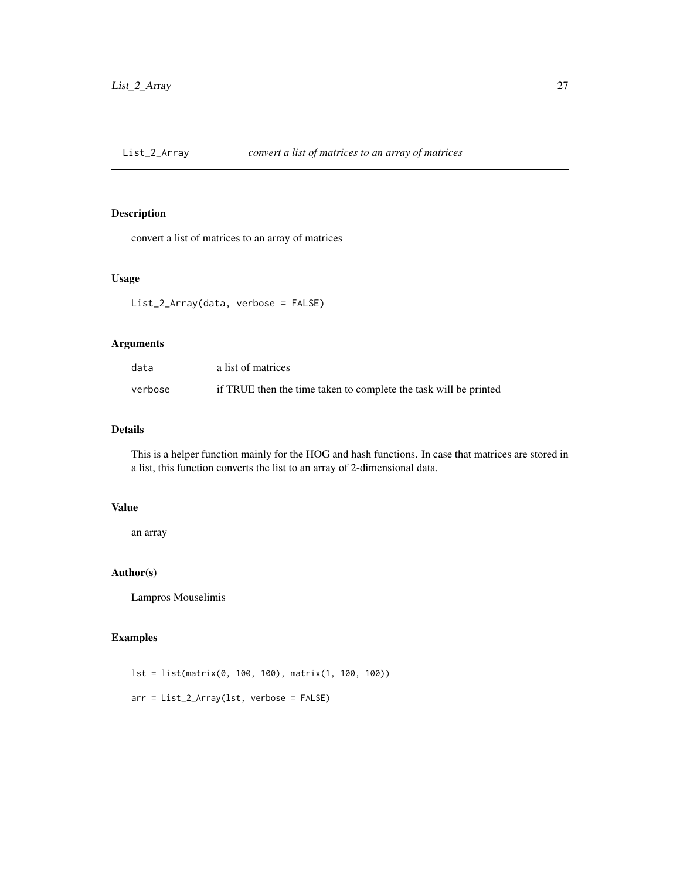# List_2_Array *convert a list of matrices to an array of matrices*

## Description

convert a list of matrices to an array of matrices

## Usage

```
List_2_Array(data, verbose = FALSE)
```

## Arguments

| | |
|---|---|
| `data` | a list of matrices |
| `verbose` | if TRUE then the time taken to complete the task will be printed |

## Details

This is a helper function mainly for the HOG and hash functions. In case that matrices are stored in a list, this function converts the list to an array of 2-dimensional data.

## Value

an array

## Author(s)

Lampros Mouselimis

## Examples

```
lst = list(matrix(0, 100, 100), matrix(1, 100, 100))

arr = List_2_Array(lst, verbose = FALSE)
```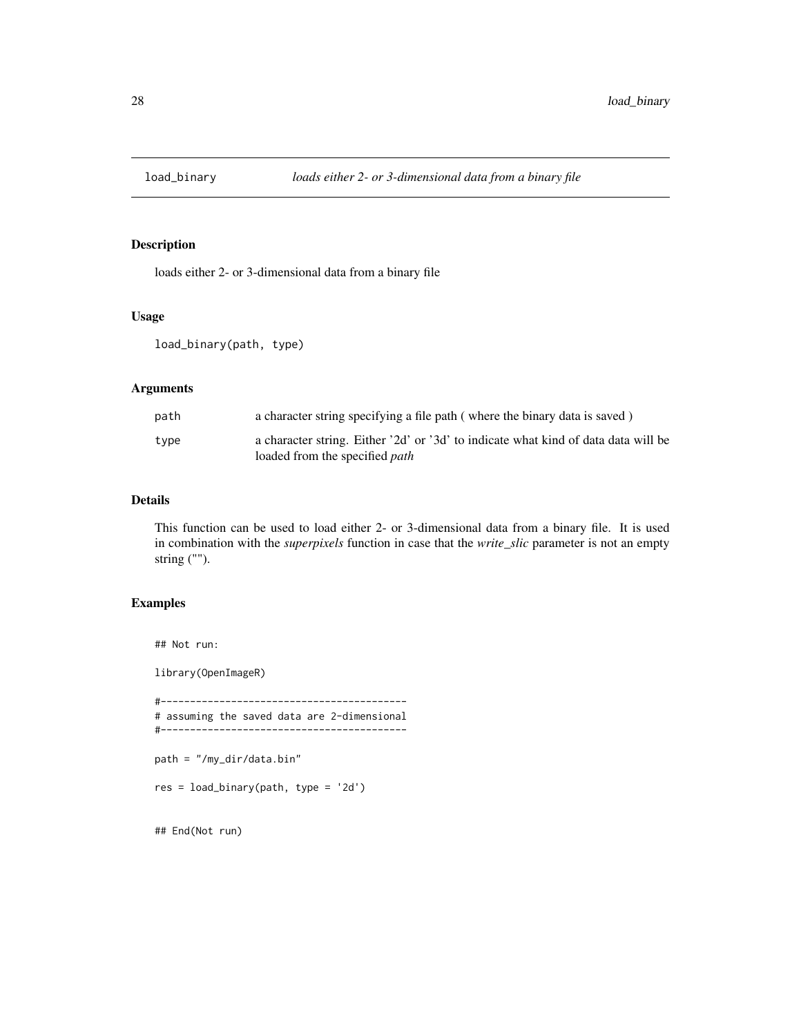## load_binary — *loads either 2- or 3-dimensional data from a binary file*

### Description

loads either 2- or 3-dimensional data from a binary file

### Usage

```
load_binary(path, type)
```

### Arguments

| | |
|---|---|
| path | a character string specifying a file path ( where the binary data is saved ) |
| type | a character string. Either '2d' or '3d' to indicate what kind of data data will be loaded from the specified *path* |

### Details

This function can be used to load either 2- or 3-dimensional data from a binary file. It is used in combination with the *superpixels* function in case that the *write_slic* parameter is not an empty string ("").

### Examples

```
## Not run:

library(OpenImageR)

#------------------------------------------
# assuming the saved data are 2-dimensional
#------------------------------------------

path = "/my_dir/data.bin"

res = load_binary(path, type = '2d')


## End(Not run)
```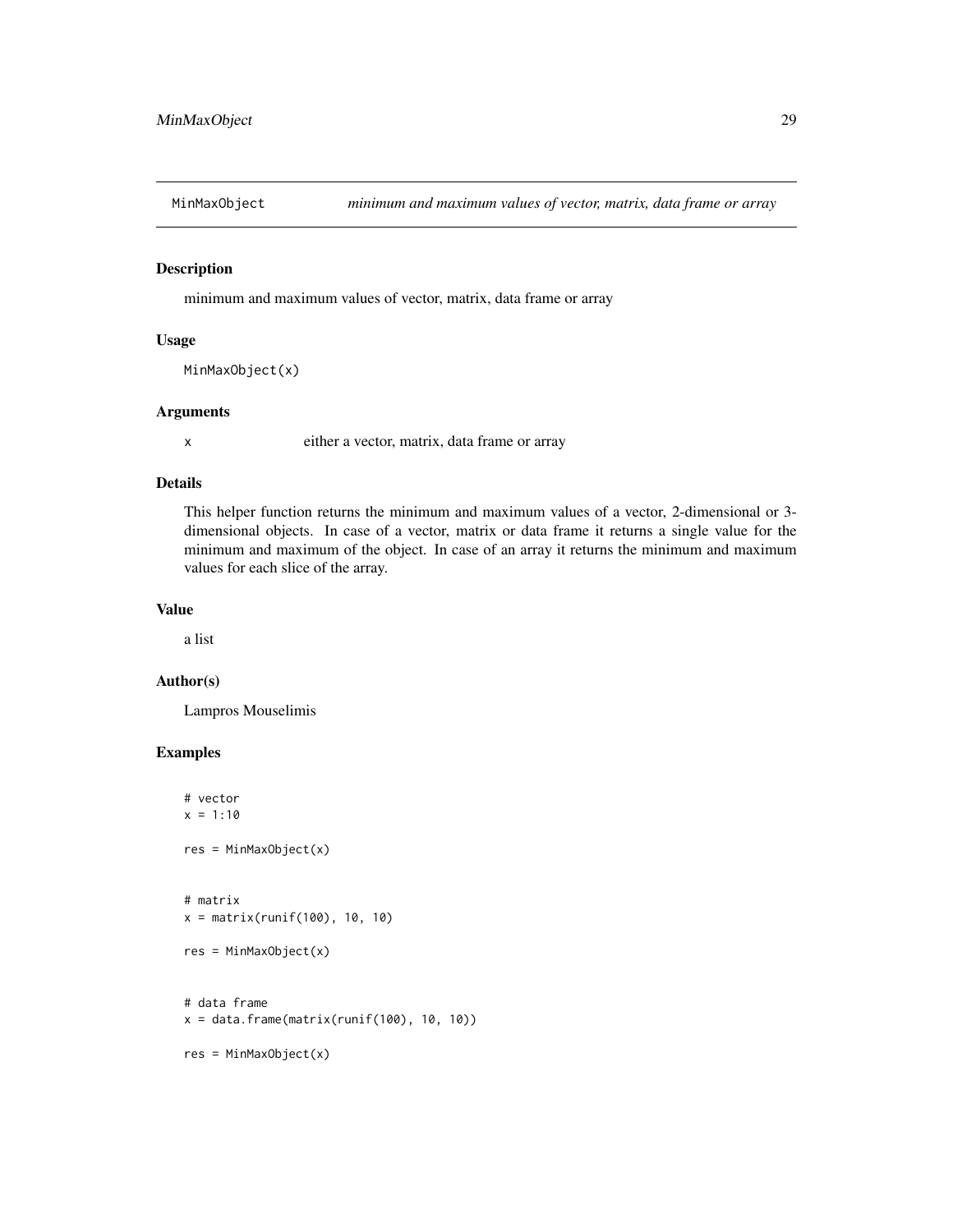MinMaxObject *minimum and maximum values of vector, matrix, data frame or array*

## Description

minimum and maximum values of vector, matrix, data frame or array

## Usage

```
MinMaxObject(x)
```

## Arguments

| | |
|---|---|
| x | either a vector, matrix, data frame or array |

## Details

This helper function returns the minimum and maximum values of a vector, 2-dimensional or 3-dimensional objects. In case of a vector, matrix or data frame it returns a single value for the minimum and maximum of the object. In case of an array it returns the minimum and maximum values for each slice of the array.

## Value

a list

## Author(s)

Lampros Mouselimis

## Examples

```
# vector
x = 1:10

res = MinMaxObject(x)


# matrix
x = matrix(runif(100), 10, 10)

res = MinMaxObject(x)


# data frame
x = data.frame(matrix(runif(100), 10, 10))

res = MinMaxObject(x)
```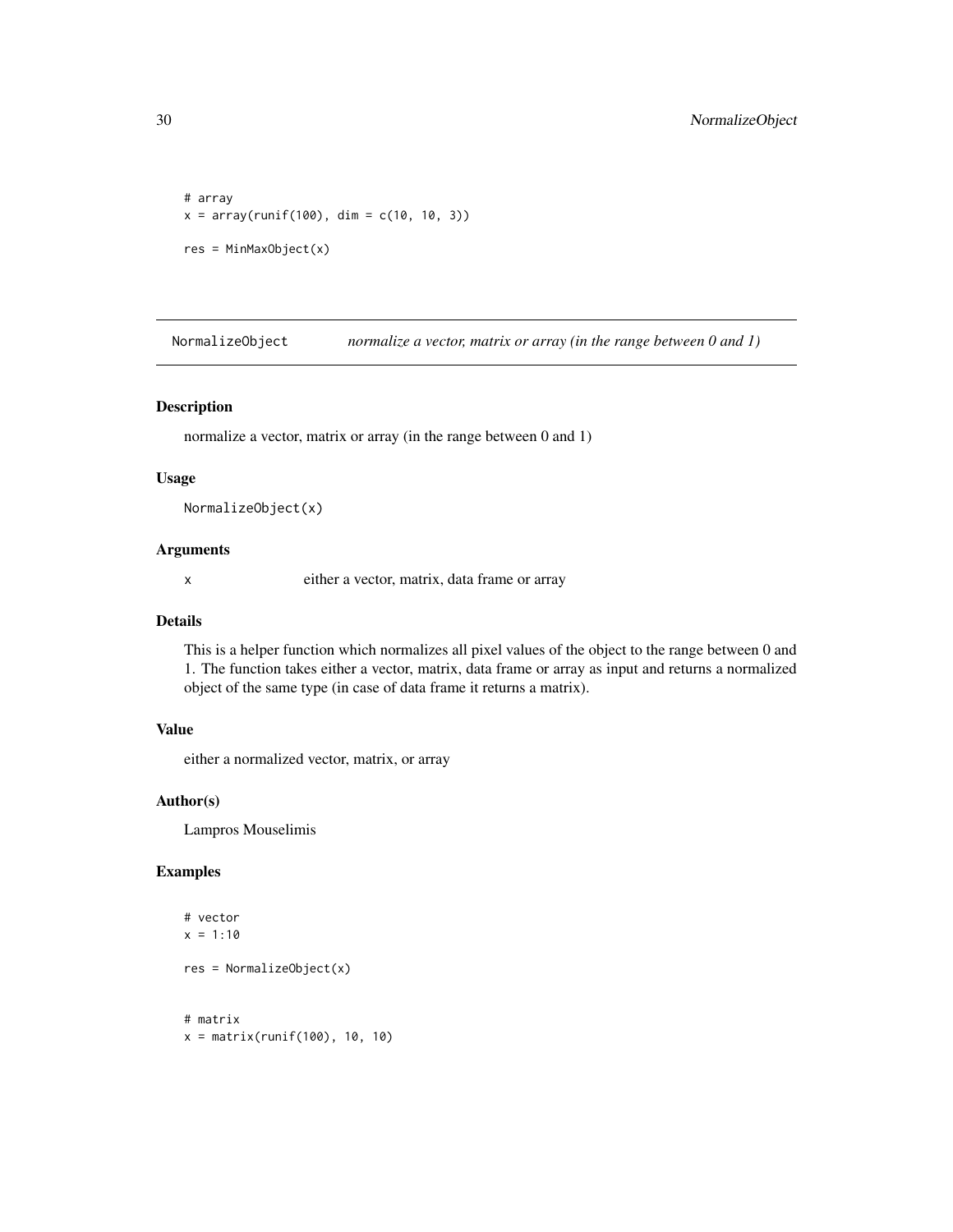```
# array
x = array(runif(100), dim = c(10, 10, 3))

res = MinMaxObject(x)
```

## NormalizeObject *normalize a vector, matrix or array (in the range between 0 and 1)*

### Description

normalize a vector, matrix or array (in the range between 0 and 1)

### Usage

```
NormalizeObject(x)
```

### Arguments

| | |
|---|---|
| x | either a vector, matrix, data frame or array |

### Details

This is a helper function which normalizes all pixel values of the object to the range between 0 and 1. The function takes either a vector, matrix, data frame or array as input and returns a normalized object of the same type (in case of data frame it returns a matrix).

### Value

either a normalized vector, matrix, or array

### Author(s)

Lampros Mouselimis

### Examples

```
# vector
x = 1:10

res = NormalizeObject(x)


# matrix
x = matrix(runif(100), 10, 10)
```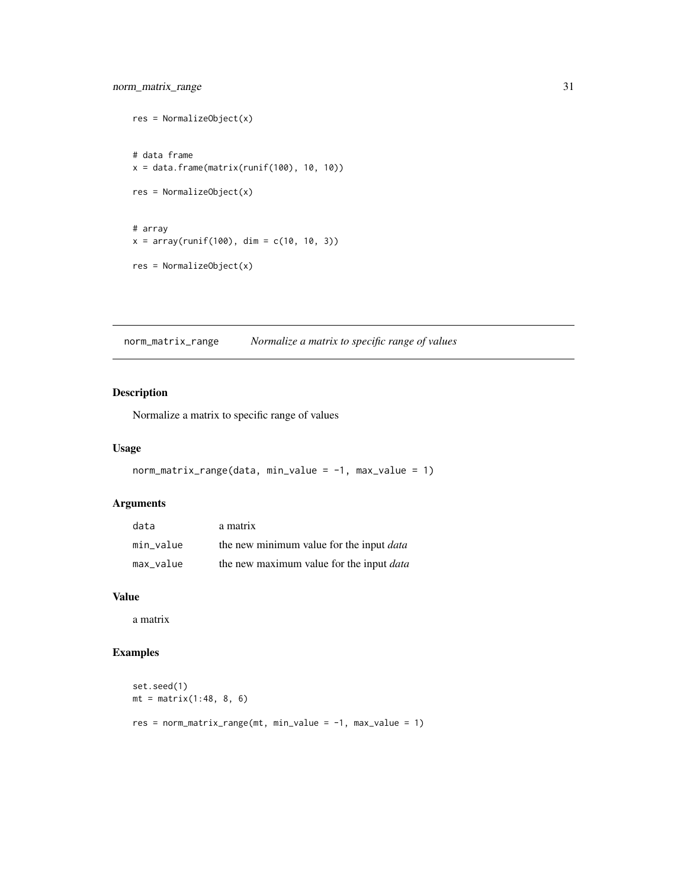```
res = NormalizeObject(x)


# data frame
x = data.frame(matrix(runif(100), 10, 10))

res = NormalizeObject(x)


# array
x = array(runif(100), dim = c(10, 10, 3))

res = NormalizeObject(x)
```

## norm_matrix_range *Normalize a matrix to specific range of values*

### Description

Normalize a matrix to specific range of values

### Usage

```
norm_matrix_range(data, min_value = -1, max_value = 1)
```

### Arguments

| | |
|---|---|
| data | a matrix |
| min_value | the new minimum value for the input *data* |
| max_value | the new maximum value for the input *data* |

### Value

a matrix

### Examples

```
set.seed(1)
mt = matrix(1:48, 8, 6)

res = norm_matrix_range(mt, min_value = -1, max_value = 1)
```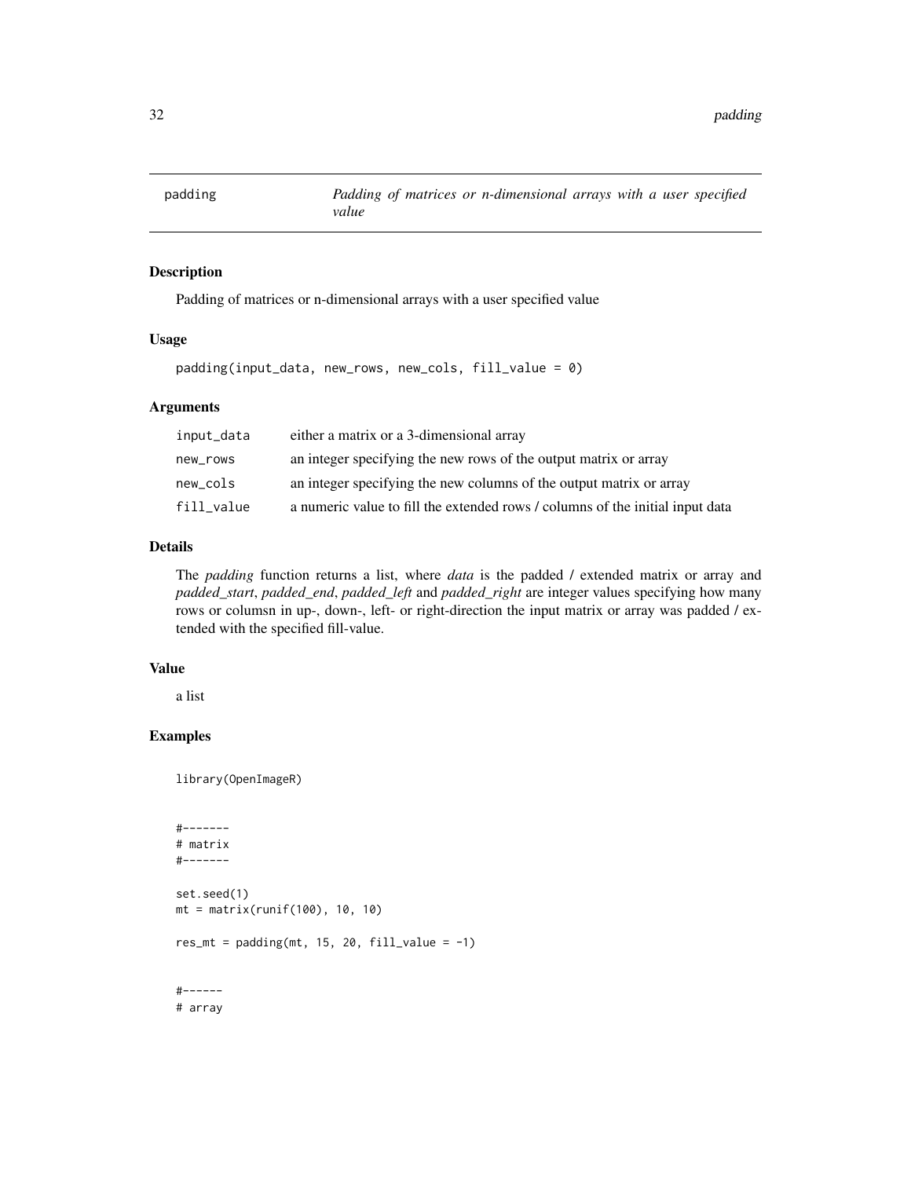# padding — *Padding of matrices or n-dimensional arrays with a user specified value*

## Description

Padding of matrices or n-dimensional arrays with a user specified value

## Usage

```
padding(input_data, new_rows, new_cols, fill_value = 0)
```

## Arguments

| | |
|---|---|
| input_data | either a matrix or a 3-dimensional array |
| new_rows | an integer specifying the new rows of the output matrix or array |
| new_cols | an integer specifying the new columns of the output matrix or array |
| fill_value | a numeric value to fill the extended rows / columns of the initial input data |

## Details

The *padding* function returns a list, where *data* is the padded / extended matrix or array and *padded_start*, *padded_end*, *padded_left* and *padded_right* are integer values specifying how many rows or columsn in up-, down-, left- or right-direction the input matrix or array was padded / extended with the specified fill-value.

## Value

a list

## Examples

```
library(OpenImageR)


#-------
# matrix
#-------

set.seed(1)
mt = matrix(runif(100), 10, 10)

res_mt = padding(mt, 15, 20, fill_value = -1)


#------
# array
```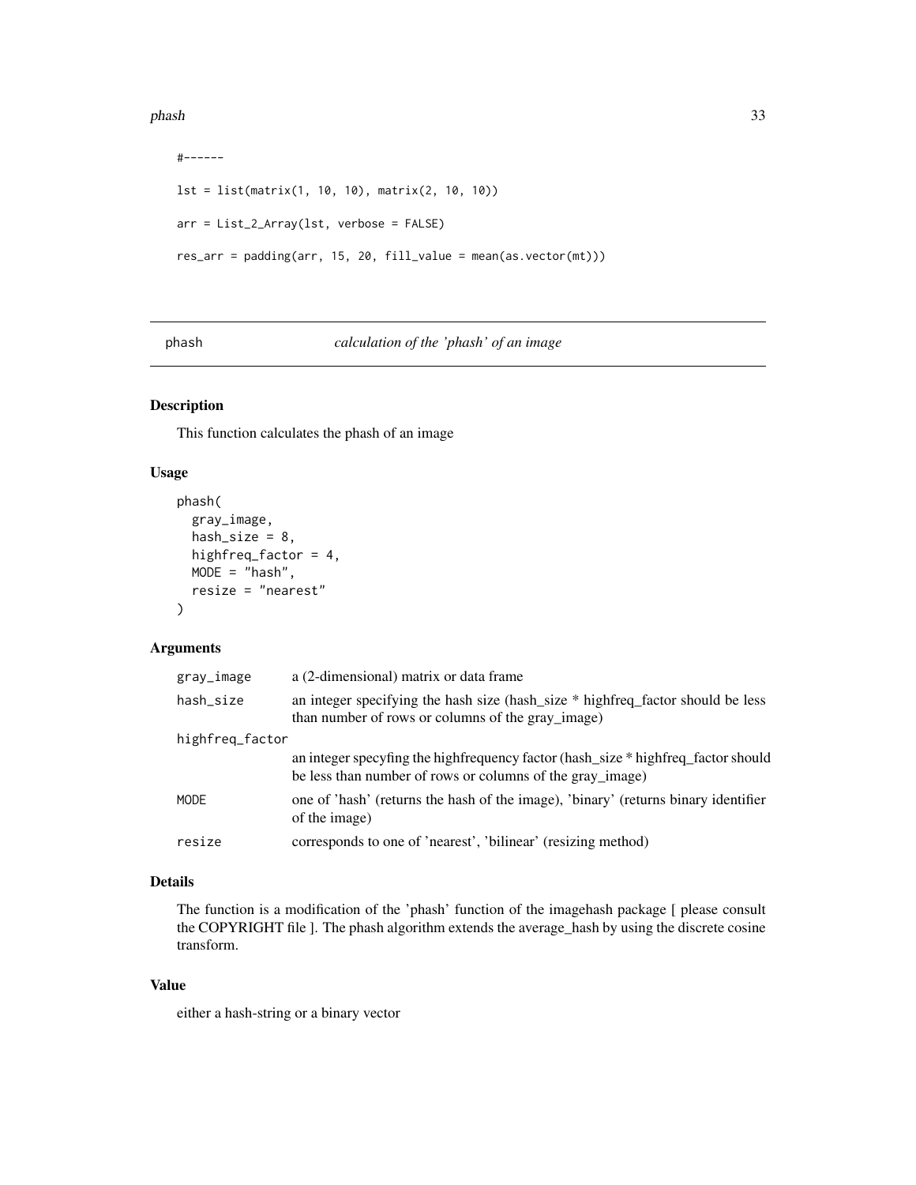```
#------

lst = list(matrix(1, 10, 10), matrix(2, 10, 10))

arr = List_2_Array(lst, verbose = FALSE)

res_arr = padding(arr, 15, 20, fill_value = mean(as.vector(mt)))
```

---

## phash — *calculation of the 'phash' of an image*

### Description

This function calculates the phash of an image

### Usage

```
phash(
  gray_image,
  hash_size = 8,
  highfreq_factor = 4,
  MODE = "hash",
  resize = "nearest"
)
```

### Arguments

| | |
|---|---|
| gray_image | a (2-dimensional) matrix or data frame |
| hash_size | an integer specifying the hash size (hash_size * highfreq_factor should be less than number of rows or columns of the gray_image) |
| highfreq_factor | an integer specyfing the highfrequency factor (hash_size * highfreq_factor should be less than number of rows or columns of the gray_image) |
| MODE | one of 'hash' (returns the hash of the image), 'binary' (returns binary identifier of the image) |
| resize | corresponds to one of 'nearest', 'bilinear' (resizing method) |

### Details

The function is a modification of the 'phash' function of the imagehash package [ please consult the COPYRIGHT file ]. The phash algorithm extends the average_hash by using the discrete cosine transform.

### Value

either a hash-string or a binary vector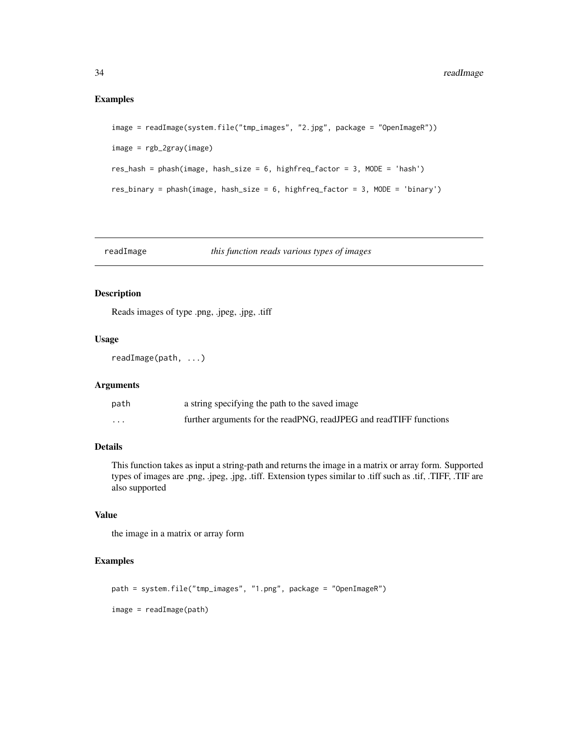## Examples

```
image = readImage(system.file("tmp_images", "2.jpg", package = "OpenImageR"))

image = rgb_2gray(image)

res_hash = phash(image, hash_size = 6, highfreq_factor = 3, MODE = 'hash')

res_binary = phash(image, hash_size = 6, highfreq_factor = 3, MODE = 'binary')
```

---

# readImage *this function reads various types of images*

---

## Description

Reads images of type .png, .jpeg, .jpg, .tiff

## Usage

```
readImage(path, ...)
```

## Arguments

| | |
|---|---|
| path | a string specifying the path to the saved image |
| ... | further arguments for the readPNG, readJPEG and readTIFF functions |

## Details

This function takes as input a string-path and returns the image in a matrix or array form. Supported types of images are .png, .jpeg, .jpg, .tiff. Extension types similar to .tiff such as .tif, .TIFF, .TIF are also supported

## Value

the image in a matrix or array form

## Examples

```
path = system.file("tmp_images", "1.png", package = "OpenImageR")

image = readImage(path)
```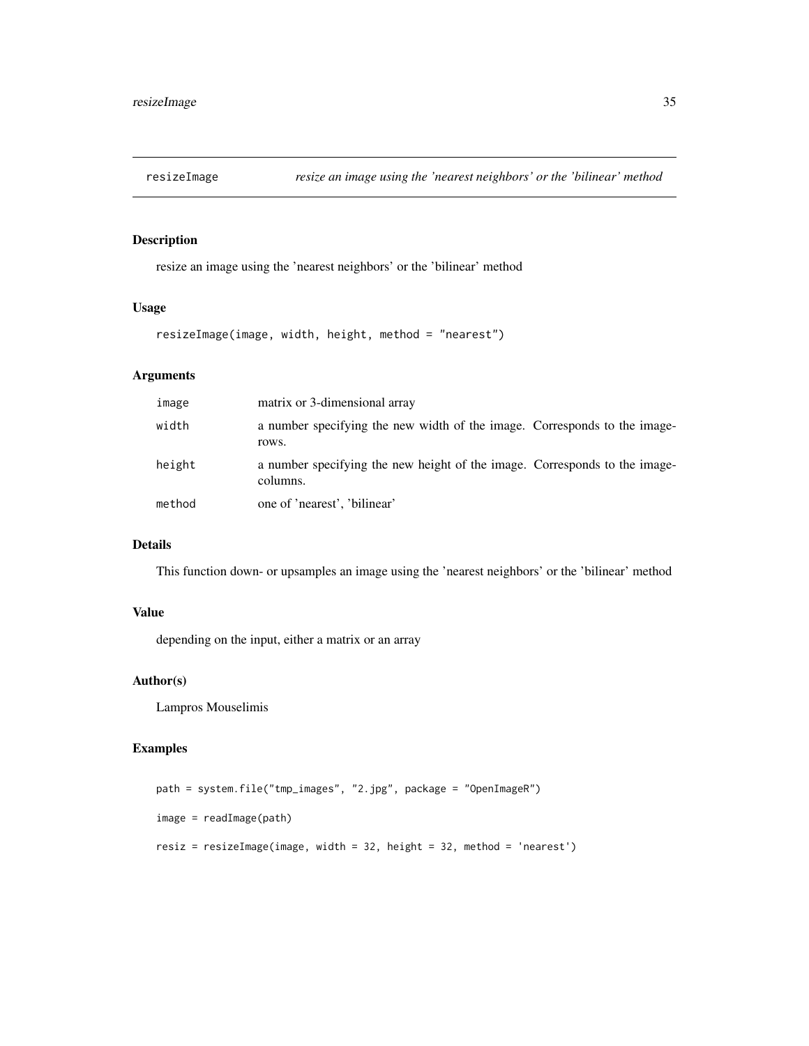## resizeImage — *resize an image using the 'nearest neighbors' or the 'bilinear' method*

### Description

resize an image using the 'nearest neighbors' or the 'bilinear' method

### Usage

```
resizeImage(image, width, height, method = "nearest")
```

### Arguments

| | |
|---|---|
| `image` | matrix or 3-dimensional array |
| `width` | a number specifying the new width of the image. Corresponds to the image-rows. |
| `height` | a number specifying the new height of the image. Corresponds to the image-columns. |
| `method` | one of 'nearest', 'bilinear' |

### Details

This function down- or upsamples an image using the 'nearest neighbors' or the 'bilinear' method

### Value

depending on the input, either a matrix or an array

### Author(s)

Lampros Mouselimis

### Examples

```
path = system.file("tmp_images", "2.jpg", package = "OpenImageR")

image = readImage(path)

resiz = resizeImage(image, width = 32, height = 32, method = 'nearest')
```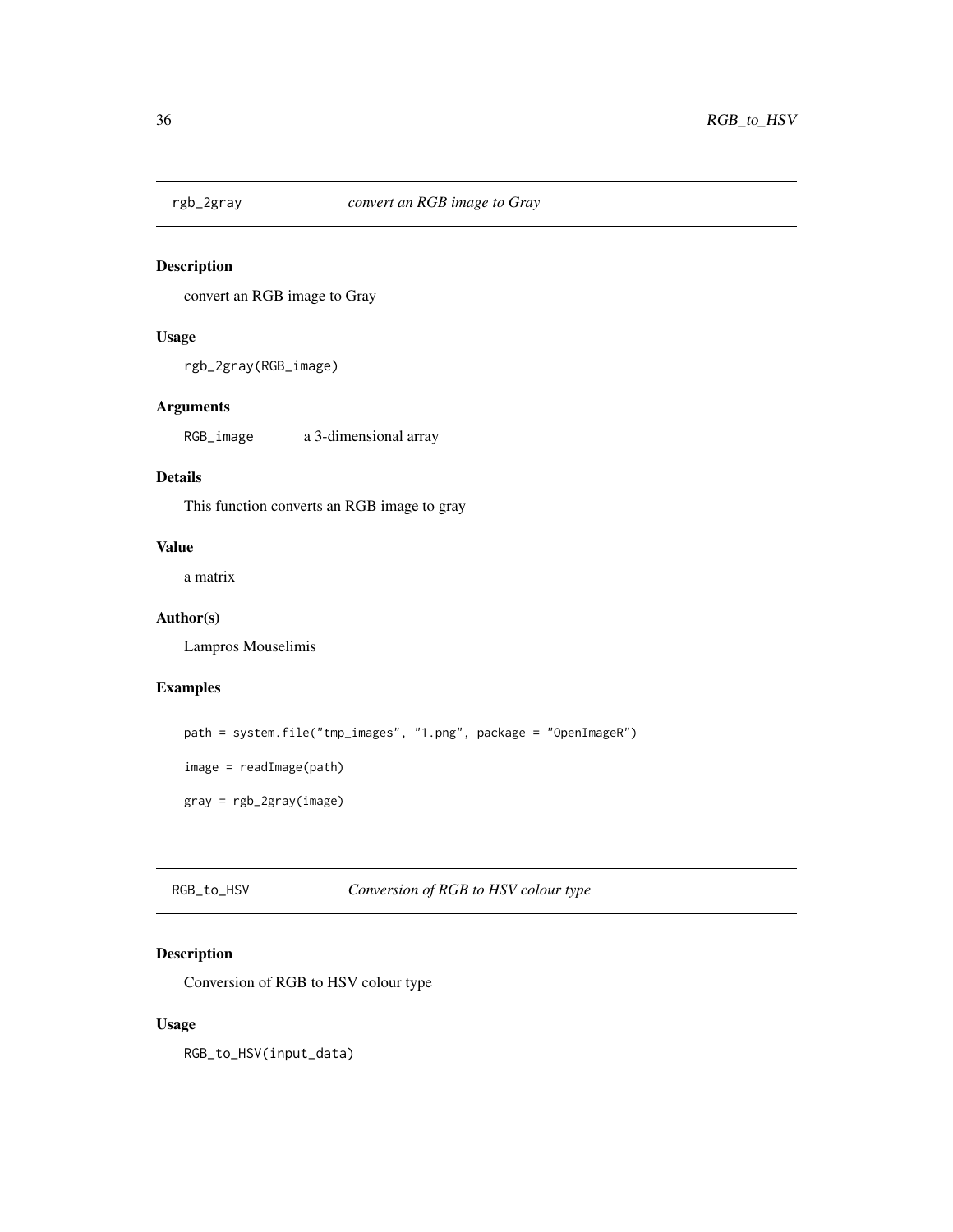## rgb_2gray *convert an RGB image to Gray*

### Description

convert an RGB image to Gray

### Usage

```
rgb_2gray(RGB_image)
```

### Arguments

| | |
|---|---|
| RGB_image | a 3-dimensional array |

### Details

This function converts an RGB image to gray

### Value

a matrix

### Author(s)

Lampros Mouselimis

### Examples

```
path = system.file("tmp_images", "1.png", package = "OpenImageR")

image = readImage(path)

gray = rgb_2gray(image)
```

## RGB_to_HSV *Conversion of RGB to HSV colour type*

### Description

Conversion of RGB to HSV colour type

### Usage

```
RGB_to_HSV(input_data)
```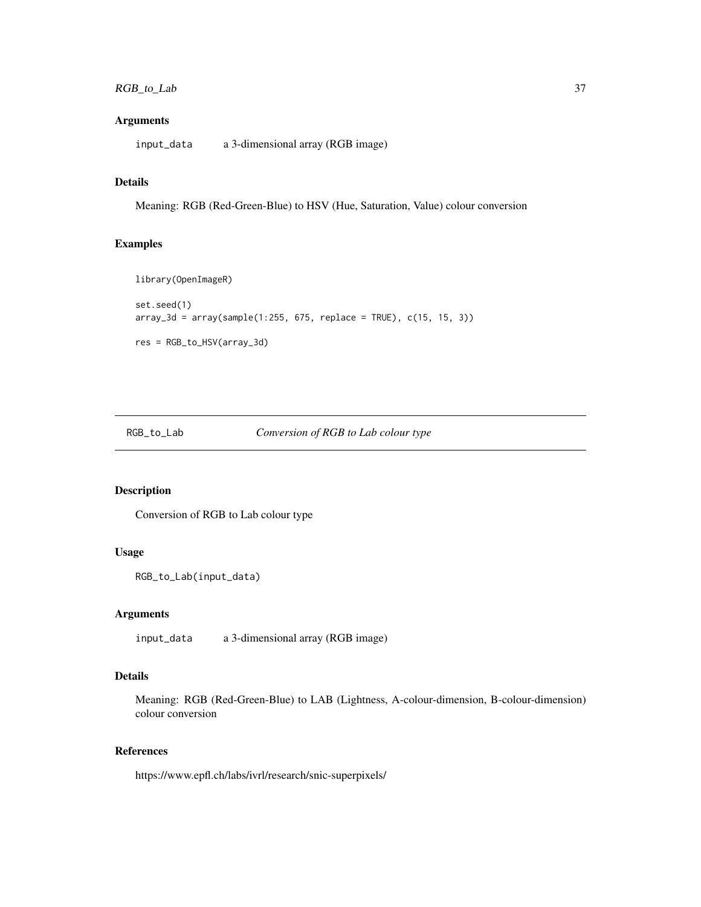### Arguments

input_data    a 3-dimensional array (RGB image)

### Details

Meaning: RGB (Red-Green-Blue) to HSV (Hue, Saturation, Value) colour conversion

### Examples

```
library(OpenImageR)

set.seed(1)
array_3d = array(sample(1:255, 675, replace = TRUE), c(15, 15, 3))

res = RGB_to_HSV(array_3d)
```

---

## RGB_to_Lab    *Conversion of RGB to Lab colour type*

---

### Description

Conversion of RGB to Lab colour type

### Usage

```
RGB_to_Lab(input_data)
```

### Arguments

input_data    a 3-dimensional array (RGB image)

### Details

Meaning: RGB (Red-Green-Blue) to LAB (Lightness, A-colour-dimension, B-colour-dimension) colour conversion

### References

https://www.epfl.ch/labs/ivrl/research/snic-superpixels/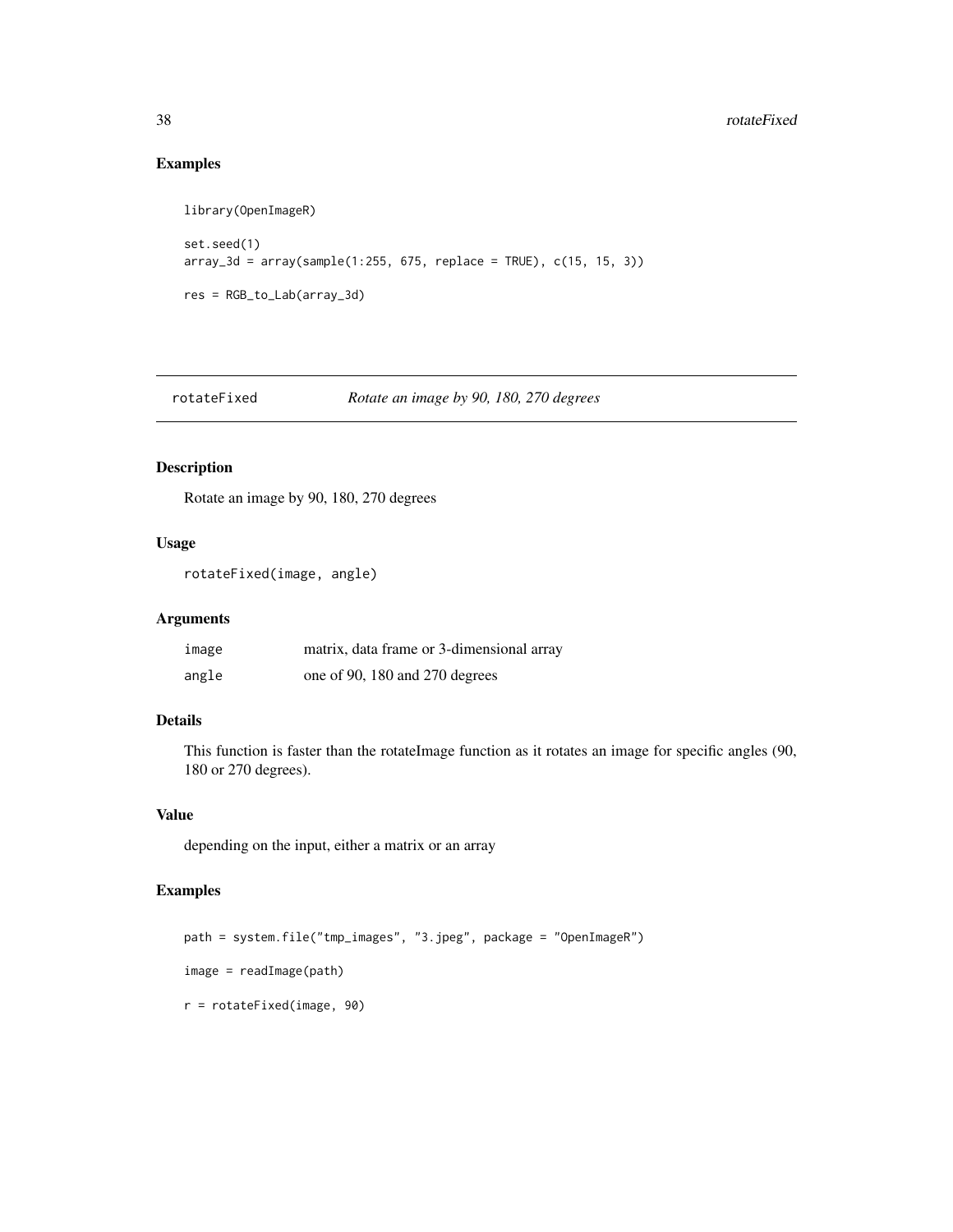## Examples

```
library(OpenImageR)

set.seed(1)
array_3d = array(sample(1:255, 675, replace = TRUE), c(15, 15, 3))

res = RGB_to_Lab(array_3d)
```

---

# rotateFixed *Rotate an image by 90, 180, 270 degrees*

## Description

Rotate an image by 90, 180, 270 degrees

## Usage

```
rotateFixed(image, angle)
```

## Arguments

| | |
|---|---|
| `image` | matrix, data frame or 3-dimensional array |
| `angle` | one of 90, 180 and 270 degrees |

## Details

This function is faster than the rotateImage function as it rotates an image for specific angles (90, 180 or 270 degrees).

## Value

depending on the input, either a matrix or an array

## Examples

```
path = system.file("tmp_images", "3.jpeg", package = "OpenImageR")

image = readImage(path)

r = rotateFixed(image, 90)
```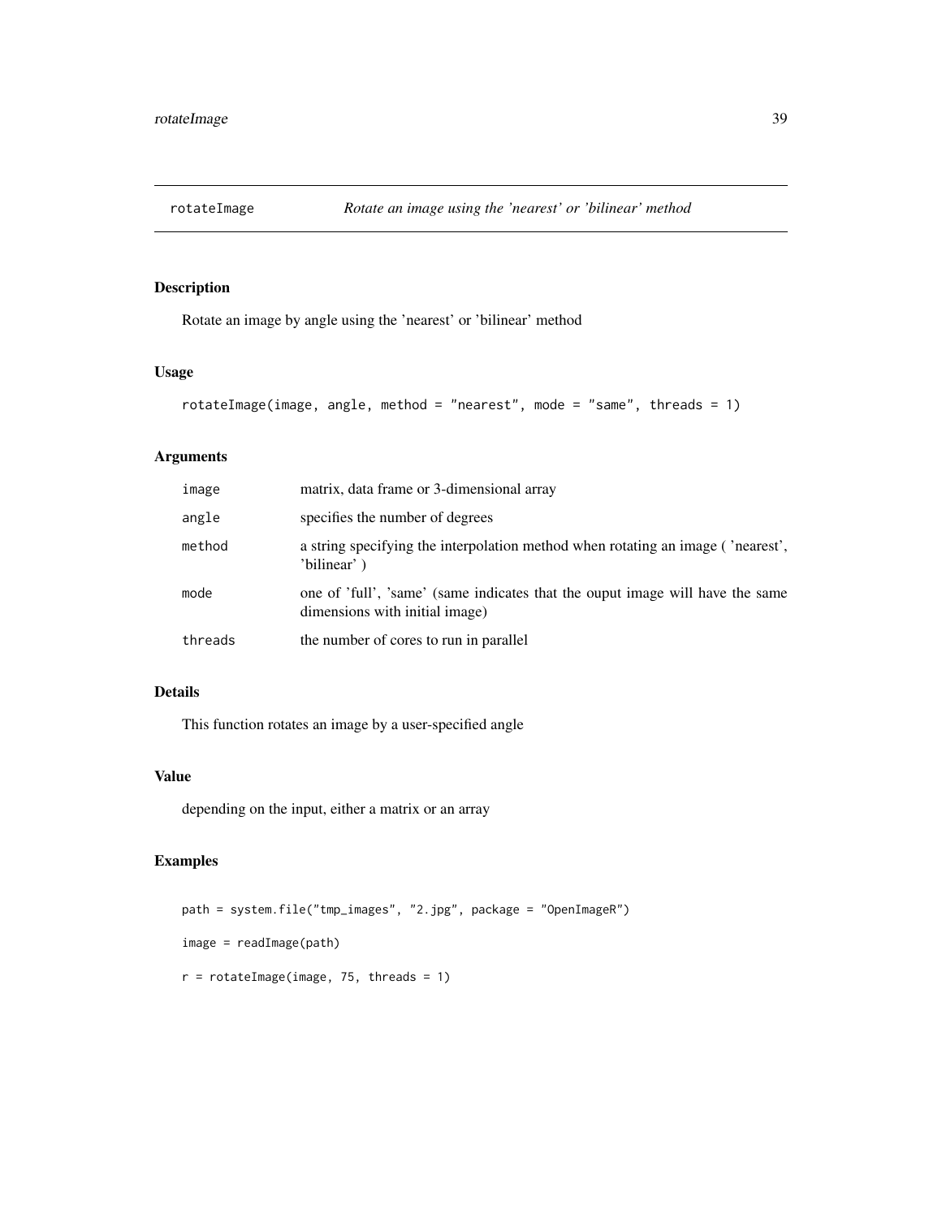# rotateImage — *Rotate an image using the 'nearest' or 'bilinear' method*

## Description

Rotate an image by angle using the 'nearest' or 'bilinear' method

## Usage

```
rotateImage(image, angle, method = "nearest", mode = "same", threads = 1)
```

## Arguments

| | |
|---|---|
| image | matrix, data frame or 3-dimensional array |
| angle | specifies the number of degrees |
| method | a string specifying the interpolation method when rotating an image ( 'nearest', 'bilinear' ) |
| mode | one of 'full', 'same' (same indicates that the ouput image will have the same dimensions with initial image) |
| threads | the number of cores to run in parallel |

## Details

This function rotates an image by a user-specified angle

## Value

depending on the input, either a matrix or an array

## Examples

```
path = system.file("tmp_images", "2.jpg", package = "OpenImageR")

image = readImage(path)

r = rotateImage(image, 75, threads = 1)
```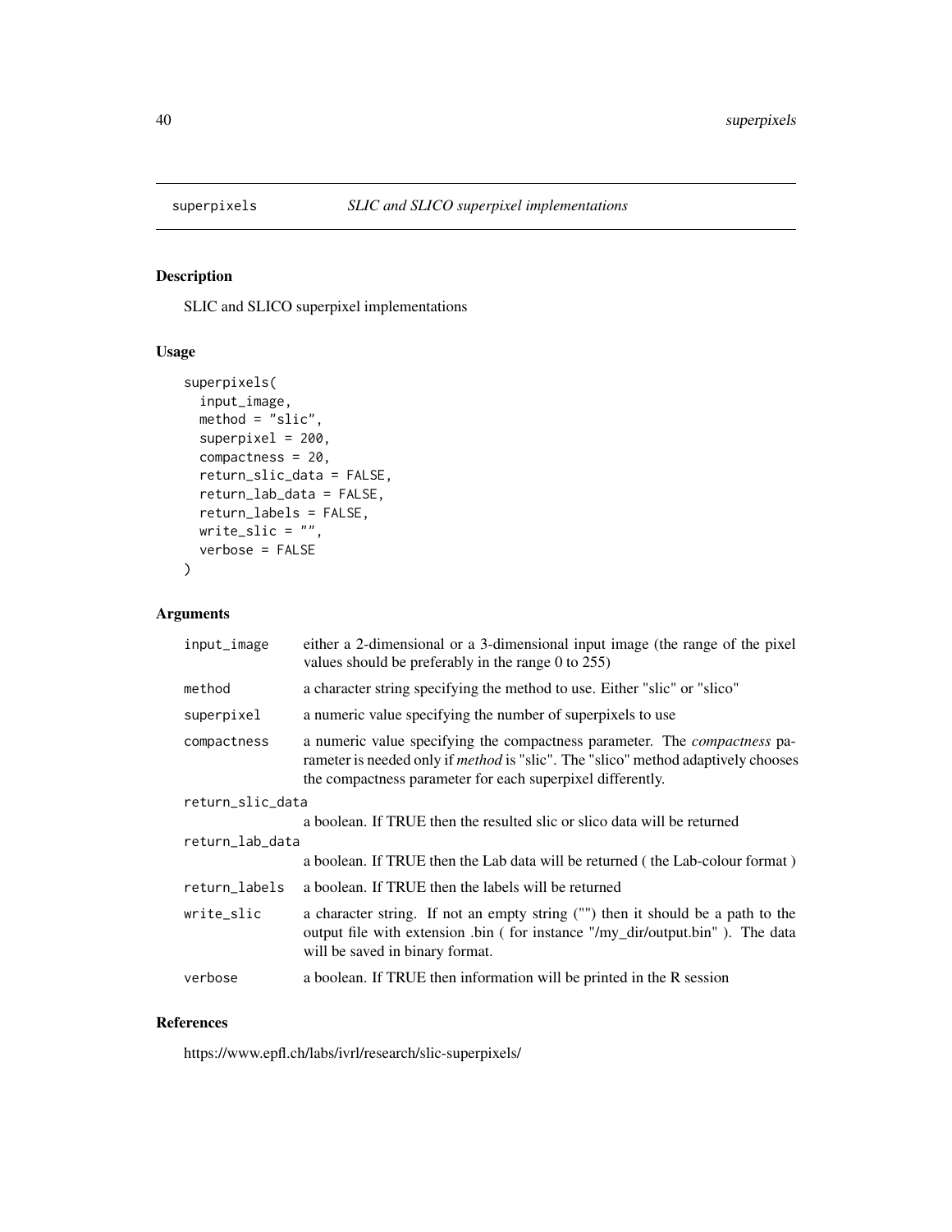## superpixels — *SLIC and SLICO superpixel implementations*

### Description

SLIC and SLICO superpixel implementations

### Usage

```
superpixels(
  input_image,
  method = "slic",
  superpixel = 200,
  compactness = 20,
  return_slic_data = FALSE,
  return_lab_data = FALSE,
  return_labels = FALSE,
  write_slic = "",
  verbose = FALSE
)
```

### Arguments

| | |
|---|---|
| `input_image` | either a 2-dimensional or a 3-dimensional input image (the range of the pixel values should be preferably in the range 0 to 255) |
| `method` | a character string specifying the method to use. Either "slic" or "slico" |
| `superpixel` | a numeric value specifying the number of superpixels to use |
| `compactness` | a numeric value specifying the compactness parameter. The *compactness* parameter is needed only if *method* is "slic". The "slico" method adaptively chooses the compactness parameter for each superpixel differently. |
| `return_slic_data` | a boolean. If TRUE then the resulted slic or slico data will be returned |
| `return_lab_data` | a boolean. If TRUE then the Lab data will be returned ( the Lab-colour format ) |
| `return_labels` | a boolean. If TRUE then the labels will be returned |
| `write_slic` | a character string. If not an empty string ("") then it should be a path to the output file with extension .bin ( for instance "/my_dir/output.bin" ). The data will be saved in binary format. |
| `verbose` | a boolean. If TRUE then information will be printed in the R session |

### References

https://www.epfl.ch/labs/ivrl/research/slic-superpixels/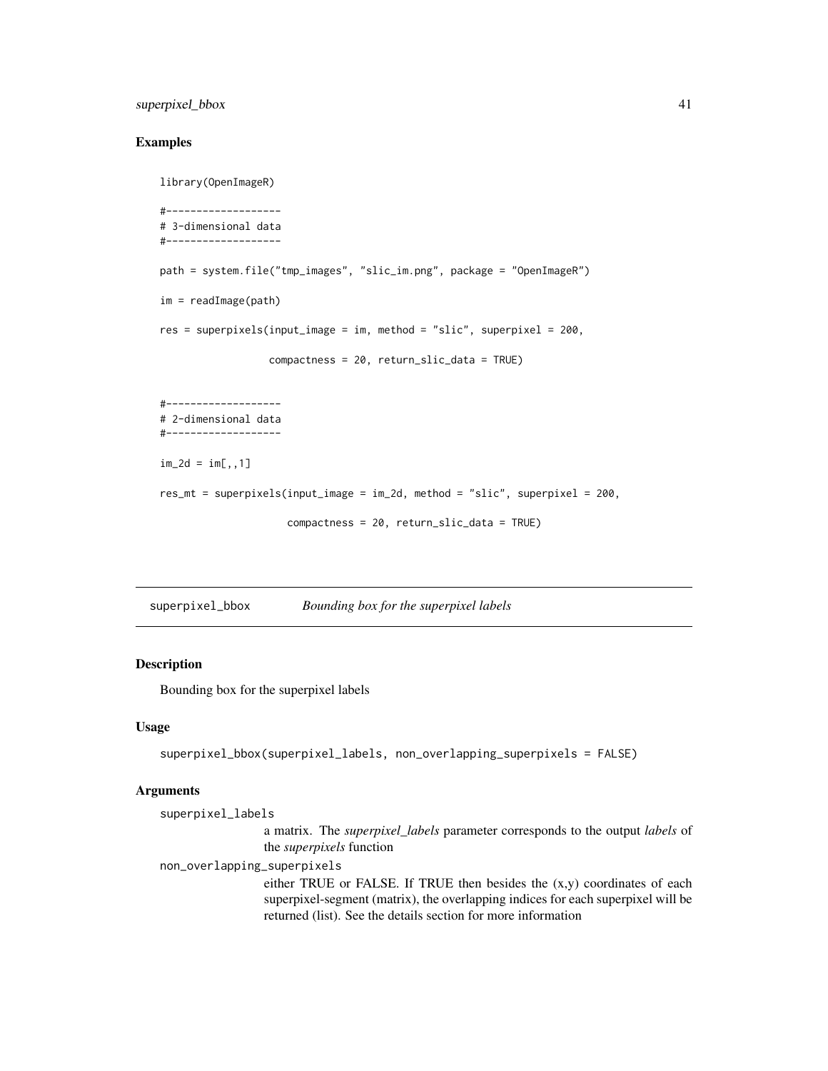## Examples

```
library(OpenImageR)

#-------------------
# 3-dimensional data
#-------------------

path = system.file("tmp_images", "slic_im.png", package = "OpenImageR")

im = readImage(path)

res = superpixels(input_image = im, method = "slic", superpixel = 200,

                  compactness = 20, return_slic_data = TRUE)


#-------------------
# 2-dimensional data
#-------------------

im_2d = im[,,1]

res_mt = superpixels(input_image = im_2d, method = "slic", superpixel = 200,

                     compactness = 20, return_slic_data = TRUE)
```

---

# superpixel_bbox *Bounding box for the superpixel labels*

## Description

Bounding box for the superpixel labels

## Usage

```
superpixel_bbox(superpixel_labels, non_overlapping_superpixels = FALSE)
```

## Arguments

`superpixel_labels`
: a matrix. The *superpixel_labels* parameter corresponds to the output *labels* of the *superpixels* function

`non_overlapping_superpixels`
: either TRUE or FALSE. If TRUE then besides the (x,y) coordinates of each superpixel-segment (matrix), the overlapping indices for each superpixel will be returned (list). See the details section for more information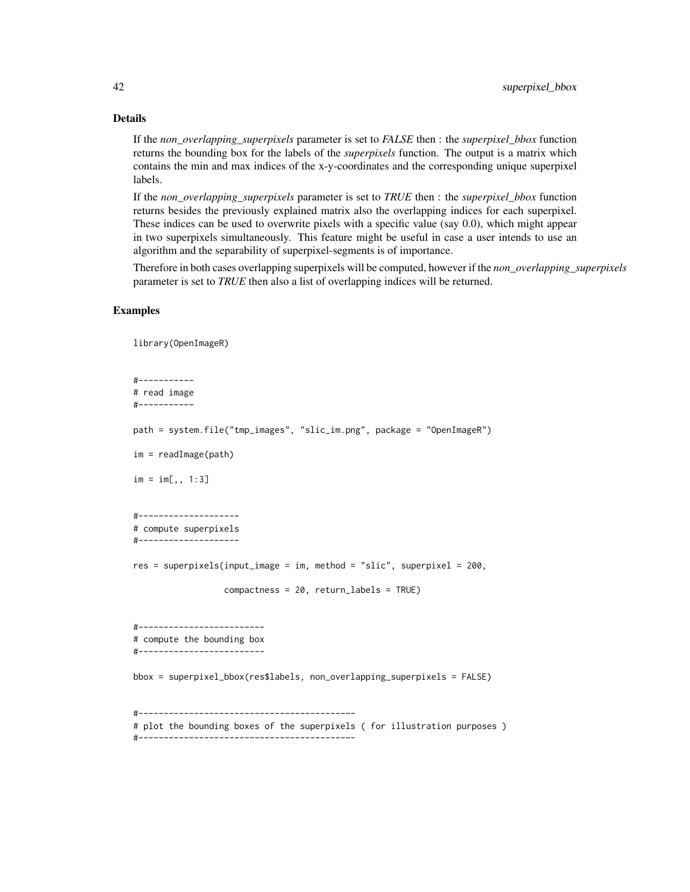## Details

If the *non_overlapping_superpixels* parameter is set to *FALSE* then : the *superpixel_bbox* function returns the bounding box for the labels of the *superpixels* function. The output is a matrix which contains the min and max indices of the x-y-coordinates and the corresponding unique superpixel labels.

If the *non_overlapping_superpixels* parameter is set to *TRUE* then : the *superpixel_bbox* function returns besides the previously explained matrix also the overlapping indices for each superpixel. These indices can be used to overwrite pixels with a specific value (say 0.0), which might appear in two superpixels simultaneously. This feature might be useful in case a user intends to use an algorithm and the separability of superpixel-segments is of importance.

Therefore in both cases overlapping superpixels will be computed, however if the *non_overlapping_superpixels* parameter is set to *TRUE* then also a list of overlapping indices will be returned.

## Examples

```
library(OpenImageR)


#-----------
# read image
#-----------

path = system.file("tmp_images", "slic_im.png", package = "OpenImageR")

im = readImage(path)

im = im[,, 1:3]


#--------------------
# compute superpixels
#--------------------

res = superpixels(input_image = im, method = "slic", superpixel = 200,

                  compactness = 20, return_labels = TRUE)


#-------------------------
# compute the bounding box
#-------------------------

bbox = superpixel_bbox(res$labels, non_overlapping_superpixels = FALSE)


#-------------------------------------------
# plot the bounding boxes of the superpixels ( for illustration purposes )
#-------------------------------------------
```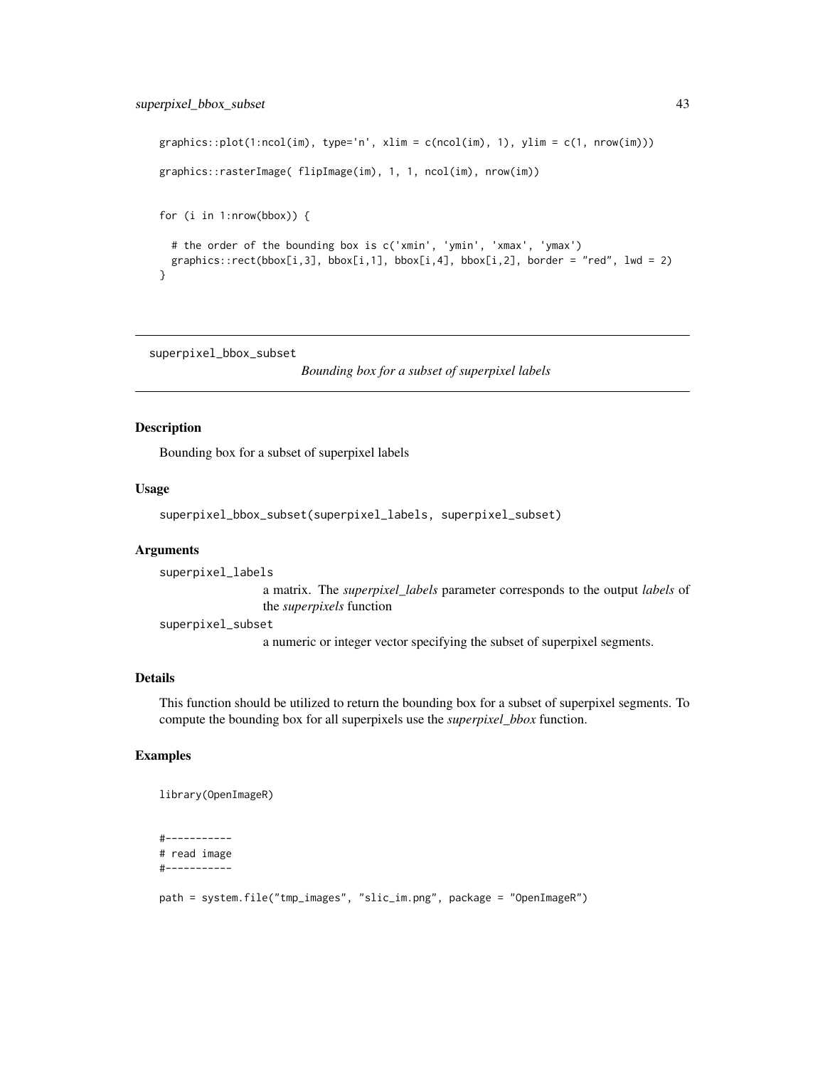```
graphics::plot(1:ncol(im), type='n', xlim = c(ncol(im), 1), ylim = c(1, nrow(im)))

graphics::rasterImage( flipImage(im), 1, 1, ncol(im), nrow(im))


for (i in 1:nrow(bbox)) {

  # the order of the bounding box is c('xmin', 'ymin', 'xmax', 'ymax')
  graphics::rect(bbox[i,3], bbox[i,1], bbox[i,4], bbox[i,2], border = "red", lwd = 2)
}
```

---

## superpixel_bbox_subset

*Bounding box for a subset of superpixel labels*

---

### Description

Bounding box for a subset of superpixel labels

### Usage

```
superpixel_bbox_subset(superpixel_labels, superpixel_subset)
```

### Arguments

`superpixel_labels`
: a matrix. The *superpixel_labels* parameter corresponds to the output *labels* of the *superpixels* function

`superpixel_subset`
: a numeric or integer vector specifying the subset of superpixel segments.

### Details

This function should be utilized to return the bounding box for a subset of superpixel segments. To compute the bounding box for all superpixels use the *superpixel_bbox* function.

### Examples

```
library(OpenImageR)


#-----------
# read image
#-----------

path = system.file("tmp_images", "slic_im.png", package = "OpenImageR")
```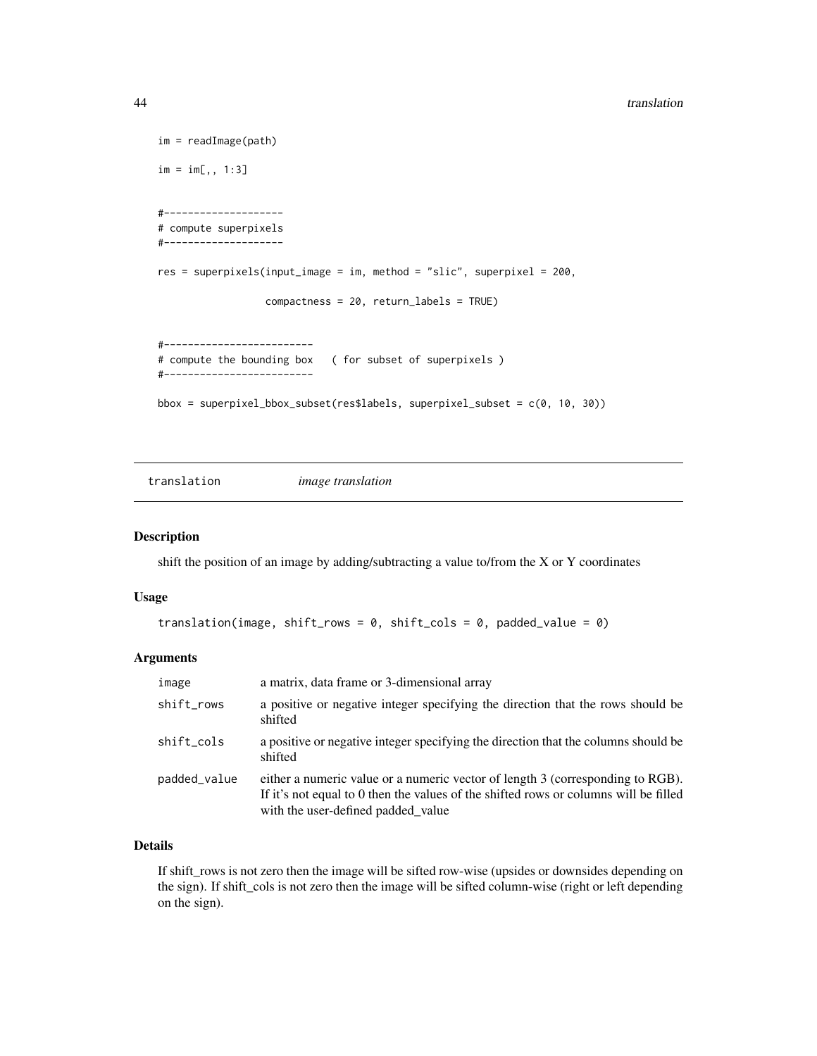```
im = readImage(path)

im = im[,, 1:3]


#--------------------
# compute superpixels
#--------------------

res = superpixels(input_image = im, method = "slic", superpixel = 200,

                  compactness = 20, return_labels = TRUE)


#-------------------------
# compute the bounding box   ( for subset of superpixels )
#-------------------------

bbox = superpixel_bbox_subset(res$labels, superpixel_subset = c(0, 10, 30))
```

## translation *image translation*

### Description

shift the position of an image by adding/subtracting a value to/from the X or Y coordinates

### Usage

```
translation(image, shift_rows = 0, shift_cols = 0, padded_value = 0)
```

### Arguments

| | |
|---|---|
| image | a matrix, data frame or 3-dimensional array |
| shift_rows | a positive or negative integer specifying the direction that the rows should be shifted |
| shift_cols | a positive or negative integer specifying the direction that the columns should be shifted |
| padded_value | either a numeric value or a numeric vector of length 3 (corresponding to RGB). If it's not equal to 0 then the values of the shifted rows or columns will be filled with the user-defined padded_value |

### Details

If shift_rows is not zero then the image will be sifted row-wise (upsides or downsides depending on the sign). If shift_cols is not zero then the image will be sifted column-wise (right or left depending on the sign).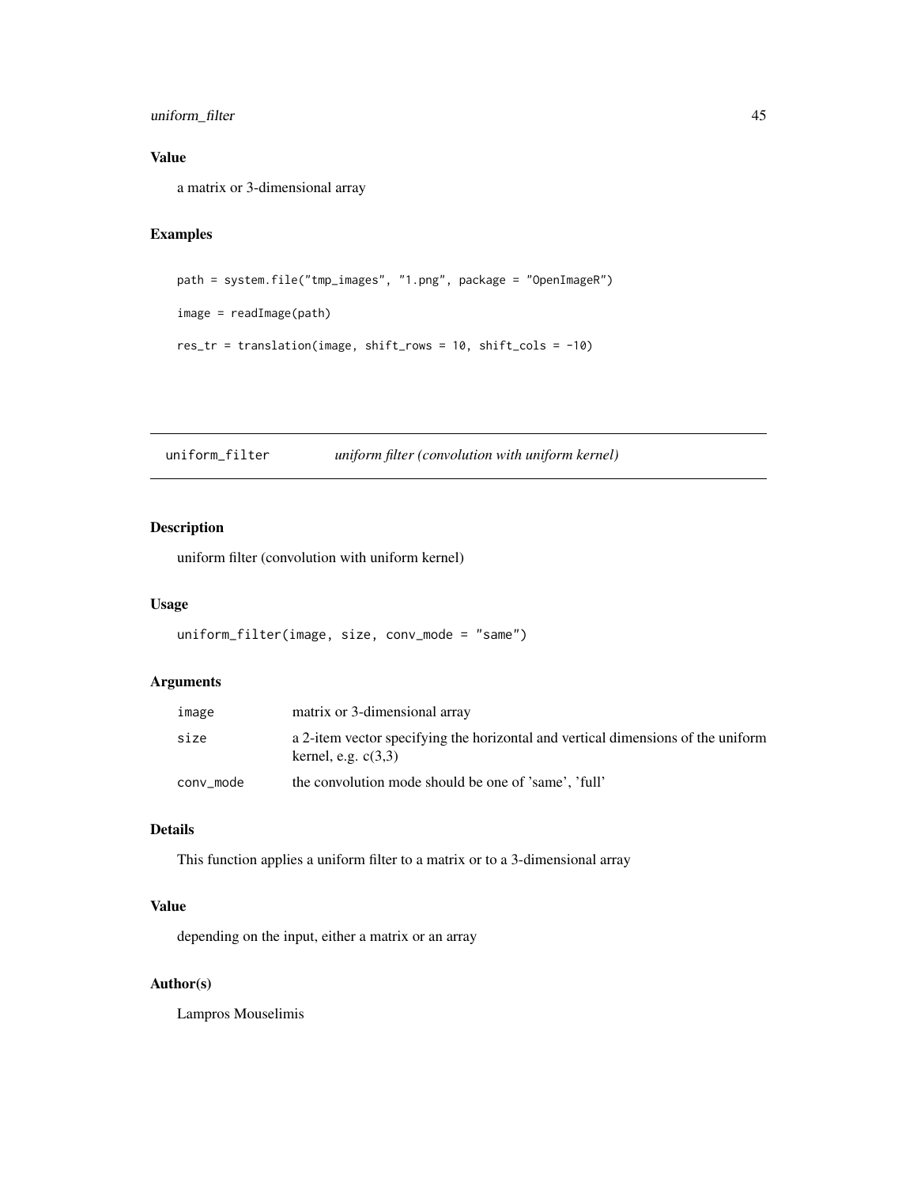### Value

a matrix or 3-dimensional array

### Examples

```
path = system.file("tmp_images", "1.png", package = "OpenImageR")

image = readImage(path)

res_tr = translation(image, shift_rows = 10, shift_cols = -10)
```

---

## uniform_filter    *uniform filter (convolution with uniform kernel)*

---

### Description

uniform filter (convolution with uniform kernel)

### Usage

```
uniform_filter(image, size, conv_mode = "same")
```

### Arguments

| | |
|---|---|
| image | matrix or 3-dimensional array |
| size | a 2-item vector specifying the horizontal and vertical dimensions of the uniform kernel, e.g. c(3,3) |
| conv_mode | the convolution mode should be one of 'same', 'full' |

### Details

This function applies a uniform filter to a matrix or to a 3-dimensional array

### Value

depending on the input, either a matrix or an array

### Author(s)

Lampros Mouselimis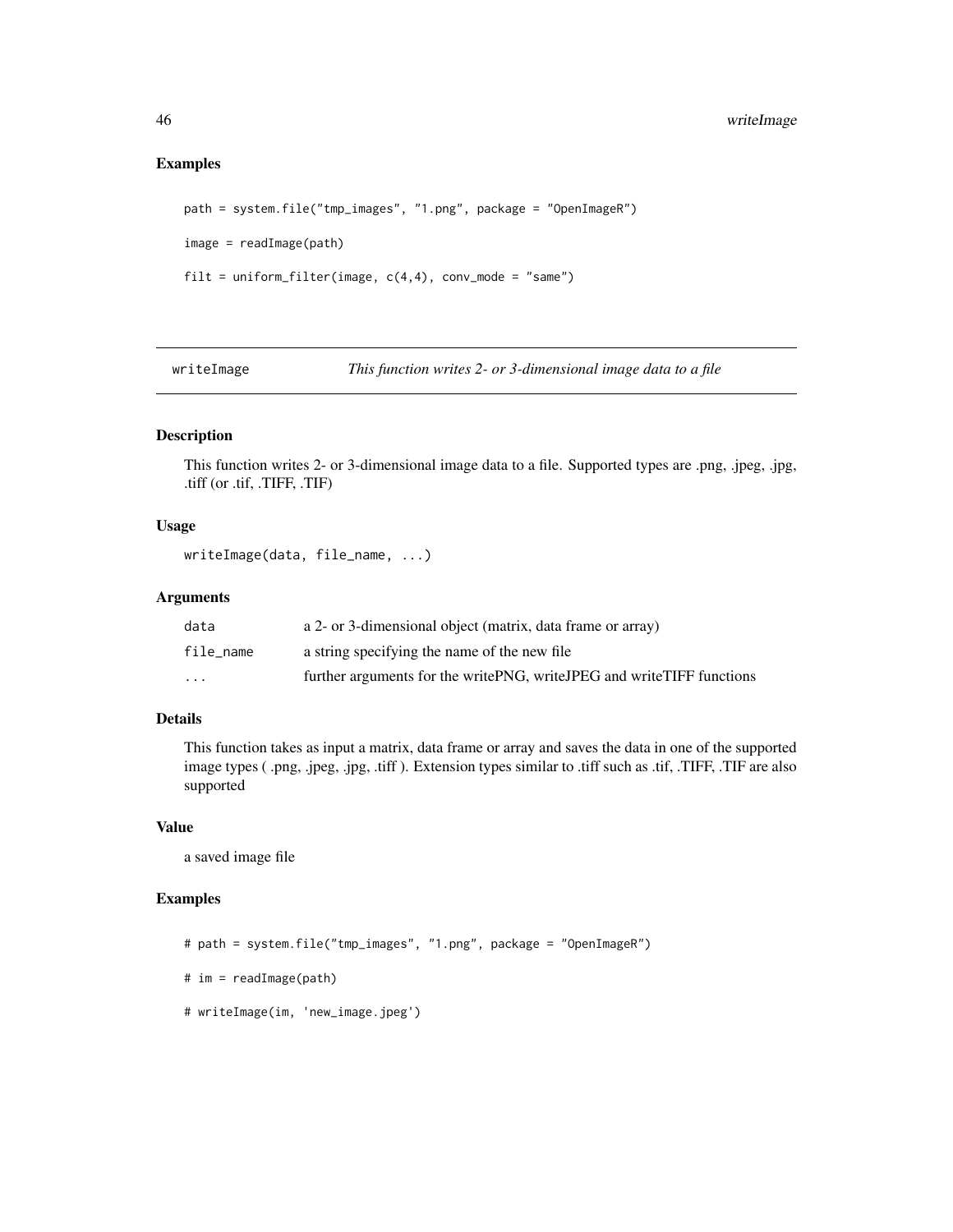## Examples

```
path = system.file("tmp_images", "1.png", package = "OpenImageR")

image = readImage(path)

filt = uniform_filter(image, c(4,4), conv_mode = "same")
```

---

## writeImage *This function writes 2- or 3-dimensional image data to a file*

### Description

This function writes 2- or 3-dimensional image data to a file. Supported types are .png, .jpeg, .jpg, .tiff (or .tif, .TIFF, .TIF)

### Usage

```
writeImage(data, file_name, ...)
```

### Arguments

| | |
|---|---|
| data | a 2- or 3-dimensional object (matrix, data frame or array) |
| file_name | a string specifying the name of the new file |
| ... | further arguments for the writePNG, writeJPEG and writeTIFF functions |

### Details

This function takes as input a matrix, data frame or array and saves the data in one of the supported image types ( .png, .jpeg, .jpg, .tiff ). Extension types similar to .tiff such as .tif, .TIFF, .TIF are also supported

### Value

a saved image file

### Examples

```
# path = system.file("tmp_images", "1.png", package = "OpenImageR")

# im = readImage(path)

# writeImage(im, 'new_image.jpeg')
```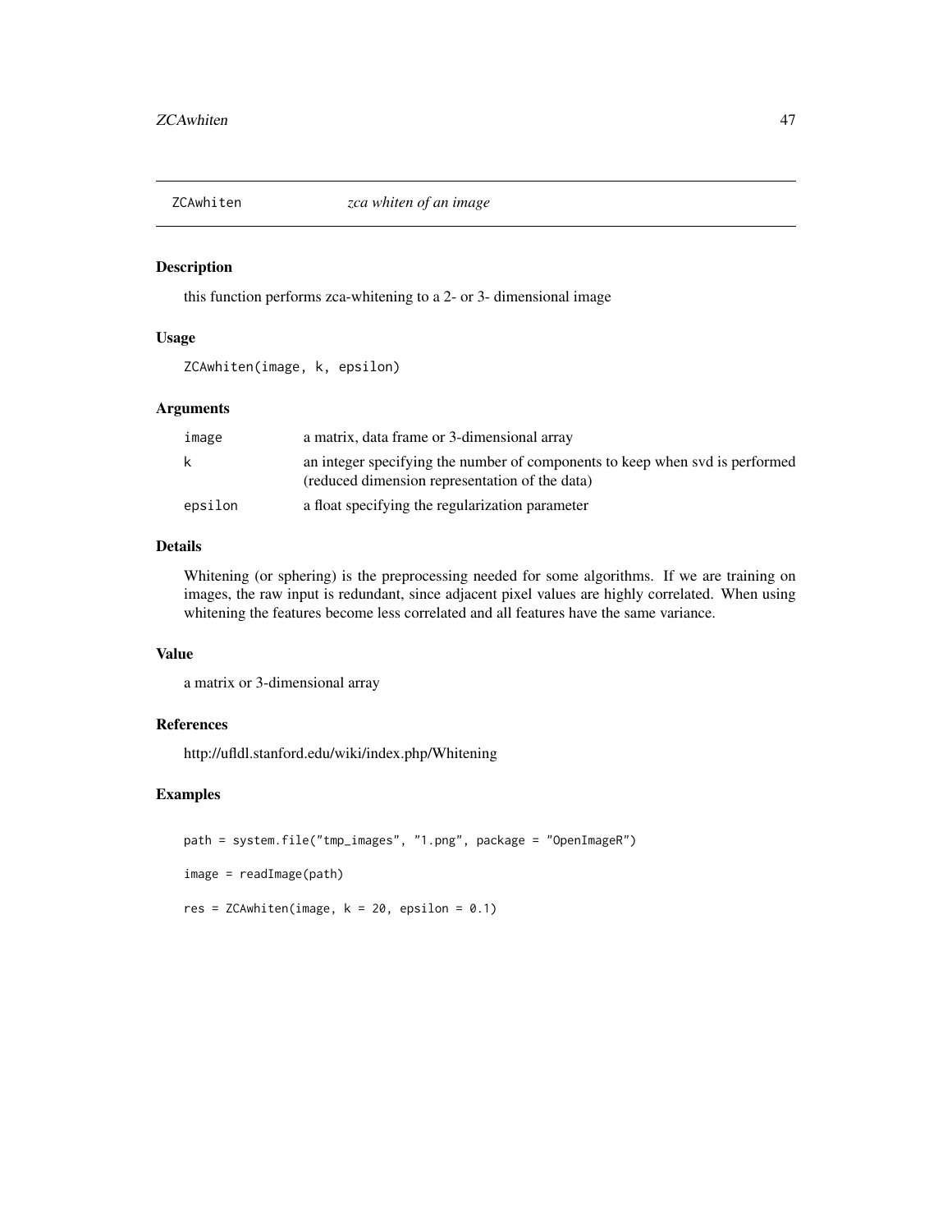## ZCAwhiten *zca whiten of an image*

### Description

this function performs zca-whitening to a 2- or 3- dimensional image

### Usage

```
ZCAwhiten(image, k, epsilon)
```

### Arguments

| | |
|---|---|
| image | a matrix, data frame or 3-dimensional array |
| k | an integer specifying the number of components to keep when svd is performed (reduced dimension representation of the data) |
| epsilon | a float specifying the regularization parameter |

### Details

Whitening (or sphering) is the preprocessing needed for some algorithms. If we are training on images, the raw input is redundant, since adjacent pixel values are highly correlated. When using whitening the features become less correlated and all features have the same variance.

### Value

a matrix or 3-dimensional array

### References

http://ufldl.stanford.edu/wiki/index.php/Whitening

### Examples

```
path = system.file("tmp_images", "1.png", package = "OpenImageR")

image = readImage(path)

res = ZCAwhiten(image, k = 20, epsilon = 0.1)
```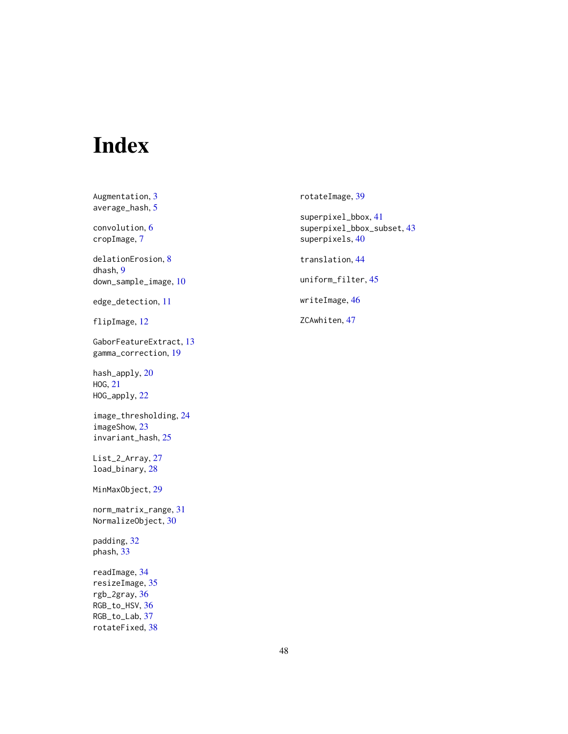# Index

Augmentation, 3
average_hash, 5

convolution, 6
cropImage, 7

delationErosion, 8
dhash, 9
down_sample_image, 10

edge_detection, 11

flipImage, 12

GaborFeatureExtract, 13
gamma_correction, 19

hash_apply, 20
HOG, 21
HOG_apply, 22

image_thresholding, 24
imageShow, 23
invariant_hash, 25

List_2_Array, 27
load_binary, 28

MinMaxObject, 29

norm_matrix_range, 31
NormalizeObject, 30

padding, 32
phash, 33

readImage, 34
resizeImage, 35
rgb_2gray, 36
RGB_to_HSV, 36
RGB_to_Lab, 37
rotateFixed, 38
rotateImage, 39

superpixel_bbox, 41
superpixel_bbox_subset, 43
superpixels, 40

translation, 44

uniform_filter, 45

writeImage, 46

ZCAwhiten, 47